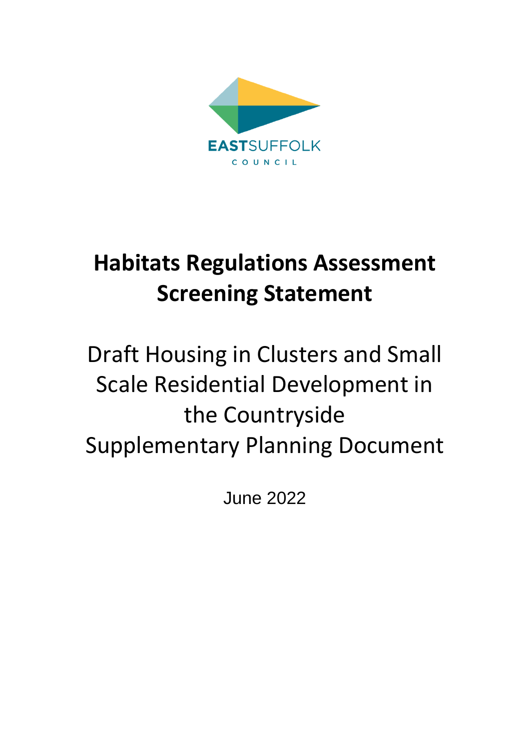EASTSUFFOLK

COUNCIL

# Habitats Regulations Assessment Screening Statement

## Draft Housing in Clusters and Small Scale Residential Development in the Countryside Supplementary Planning Document

June 2022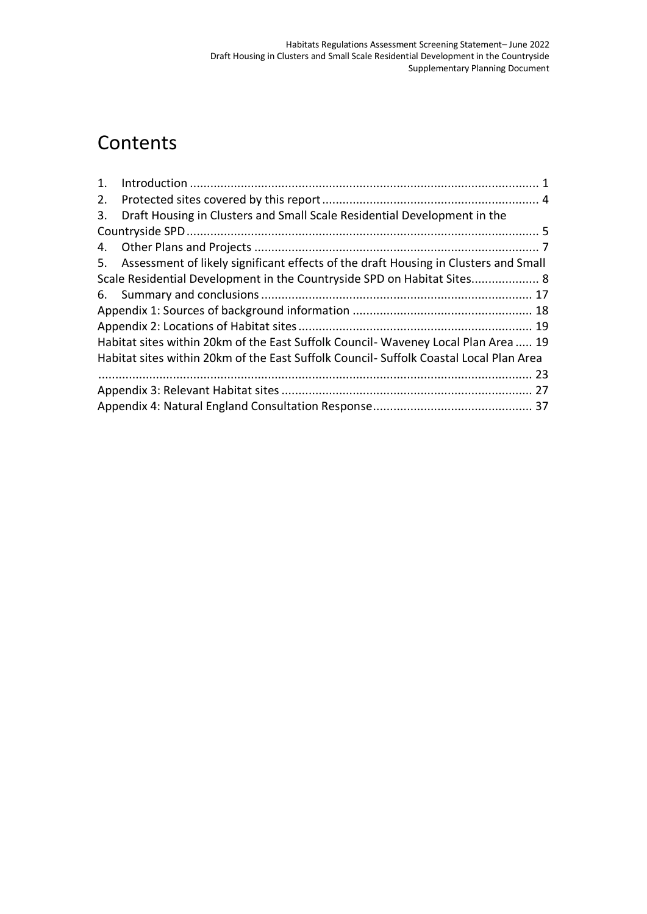# Contents

1. Introduction ..................................................................................................... 1
2. Protected sites covered by this report ............................................................... 4
3. Draft Housing in Clusters and Small Scale Residential Development in the Countryside SPD ...................................................................................................... 5
4. Other Plans and Projects ................................................................................... 7
5. Assessment of likely significant effects of the draft Housing in Clusters and Small Scale Residential Development in the Countryside SPD on Habitat Sites.................... 8
6. Summary and conclusions ............................................................................... 17

Appendix 1: Sources of background information ..................................................... 18

Appendix 2: Locations of Habitat sites .................................................................... 19

Habitat sites within 20km of the East Suffolk Council- Waveney Local Plan Area ..... 19

Habitat sites within 20km of the East Suffolk Council- Suffolk Coastal Local Plan Area .............................................................................................................................. 23

Appendix 3: Relevant Habitat sites .......................................................................... 27

Appendix 4: Natural England Consultation Response.............................................. 37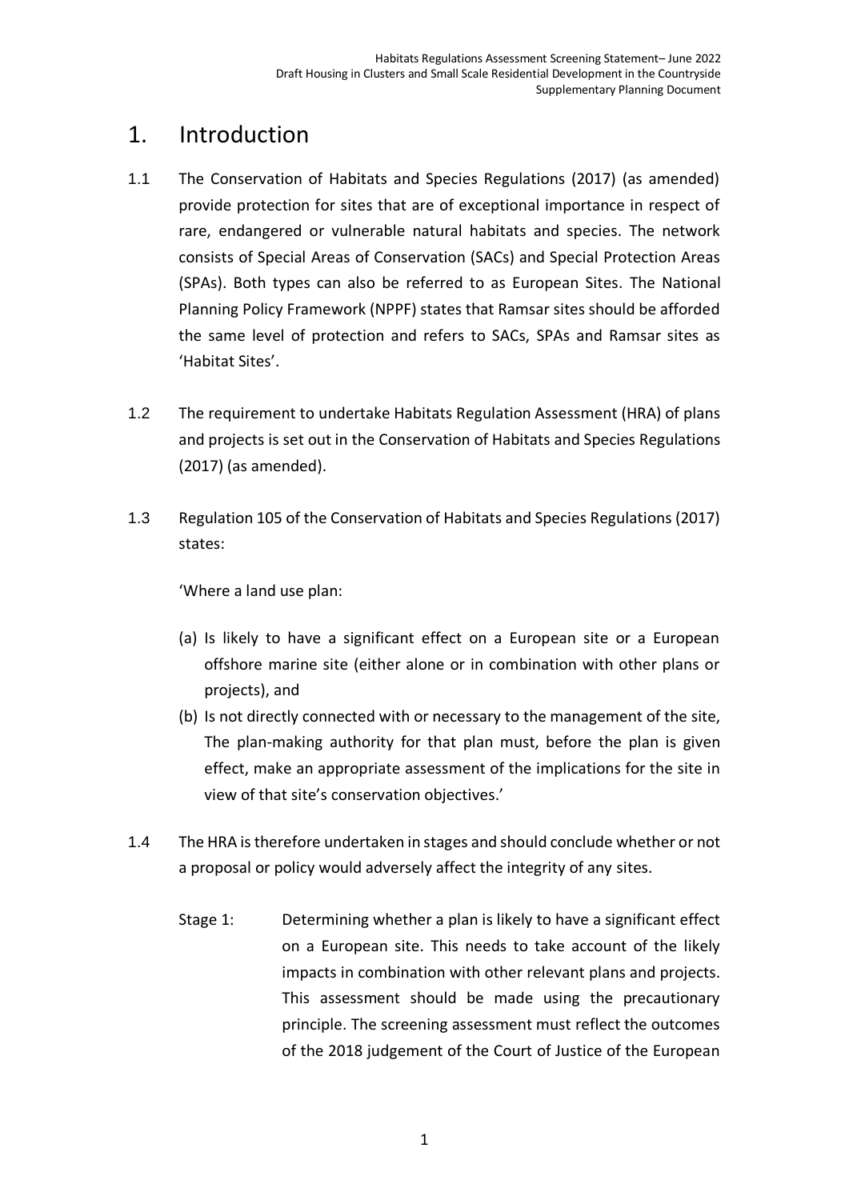# 1. Introduction

1.1 The Conservation of Habitats and Species Regulations (2017) (as amended) provide protection for sites that are of exceptional importance in respect of rare, endangered or vulnerable natural habitats and species. The network consists of Special Areas of Conservation (SACs) and Special Protection Areas (SPAs). Both types can also be referred to as European Sites. The National Planning Policy Framework (NPPF) states that Ramsar sites should be afforded the same level of protection and refers to SACs, SPAs and Ramsar sites as 'Habitat Sites'.

1.2 The requirement to undertake Habitats Regulation Assessment (HRA) of plans and projects is set out in the Conservation of Habitats and Species Regulations (2017) (as amended).

1.3 Regulation 105 of the Conservation of Habitats and Species Regulations (2017) states:

'Where a land use plan:

(a) Is likely to have a significant effect on a European site or a European offshore marine site (either alone or in combination with other plans or projects), and
(b) Is not directly connected with or necessary to the management of the site, The plan-making authority for that plan must, before the plan is given effect, make an appropriate assessment of the implications for the site in view of that site's conservation objectives.'

1.4 The HRA is therefore undertaken in stages and should conclude whether or not a proposal or policy would adversely affect the integrity of any sites.

Stage 1: Determining whether a plan is likely to have a significant effect on a European site. This needs to take account of the likely impacts in combination with other relevant plans and projects. This assessment should be made using the precautionary principle. The screening assessment must reflect the outcomes of the 2018 judgement of the Court of Justice of the European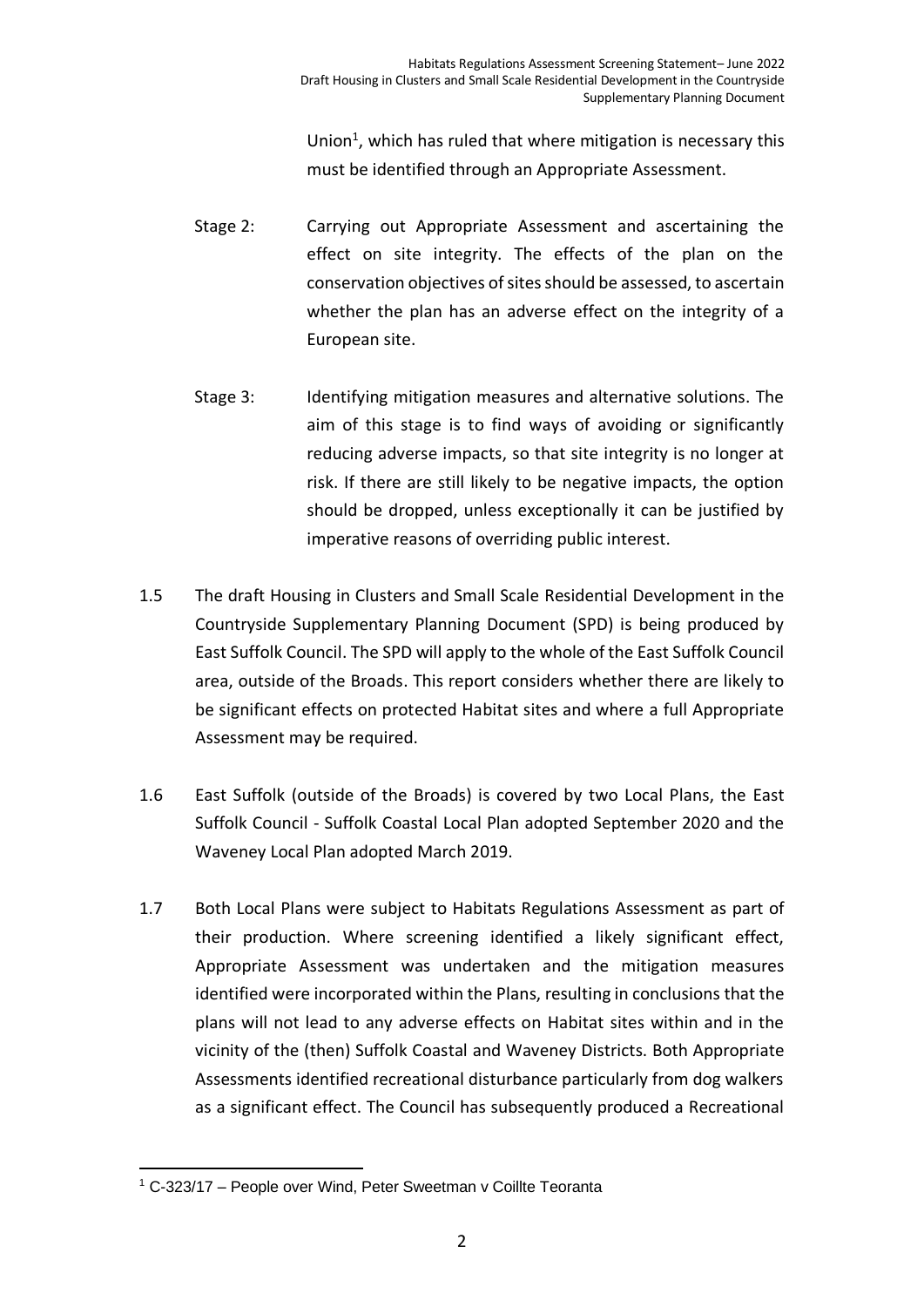Union[1], which has ruled that where mitigation is necessary this must be identified through an Appropriate Assessment.

Stage 2: Carrying out Appropriate Assessment and ascertaining the effect on site integrity. The effects of the plan on the conservation objectives of sites should be assessed, to ascertain whether the plan has an adverse effect on the integrity of a European site.

Stage 3: Identifying mitigation measures and alternative solutions. The aim of this stage is to find ways of avoiding or significantly reducing adverse impacts, so that site integrity is no longer at risk. If there are still likely to be negative impacts, the option should be dropped, unless exceptionally it can be justified by imperative reasons of overriding public interest.

1.5 The draft Housing in Clusters and Small Scale Residential Development in the Countryside Supplementary Planning Document (SPD) is being produced by East Suffolk Council. The SPD will apply to the whole of the East Suffolk Council area, outside of the Broads. This report considers whether there are likely to be significant effects on protected Habitat sites and where a full Appropriate Assessment may be required.

1.6 East Suffolk (outside of the Broads) is covered by two Local Plans, the East Suffolk Council - Suffolk Coastal Local Plan adopted September 2020 and the Waveney Local Plan adopted March 2019.

1.7 Both Local Plans were subject to Habitats Regulations Assessment as part of their production. Where screening identified a likely significant effect, Appropriate Assessment was undertaken and the mitigation measures identified were incorporated within the Plans, resulting in conclusions that the plans will not lead to any adverse effects on Habitat sites within and in the vicinity of the (then) Suffolk Coastal and Waveney Districts. Both Appropriate Assessments identified recreational disturbance particularly from dog walkers as a significant effect. The Council has subsequently produced a Recreational

[1] C-323/17 – People over Wind, Peter Sweetman v Coillte Teoranta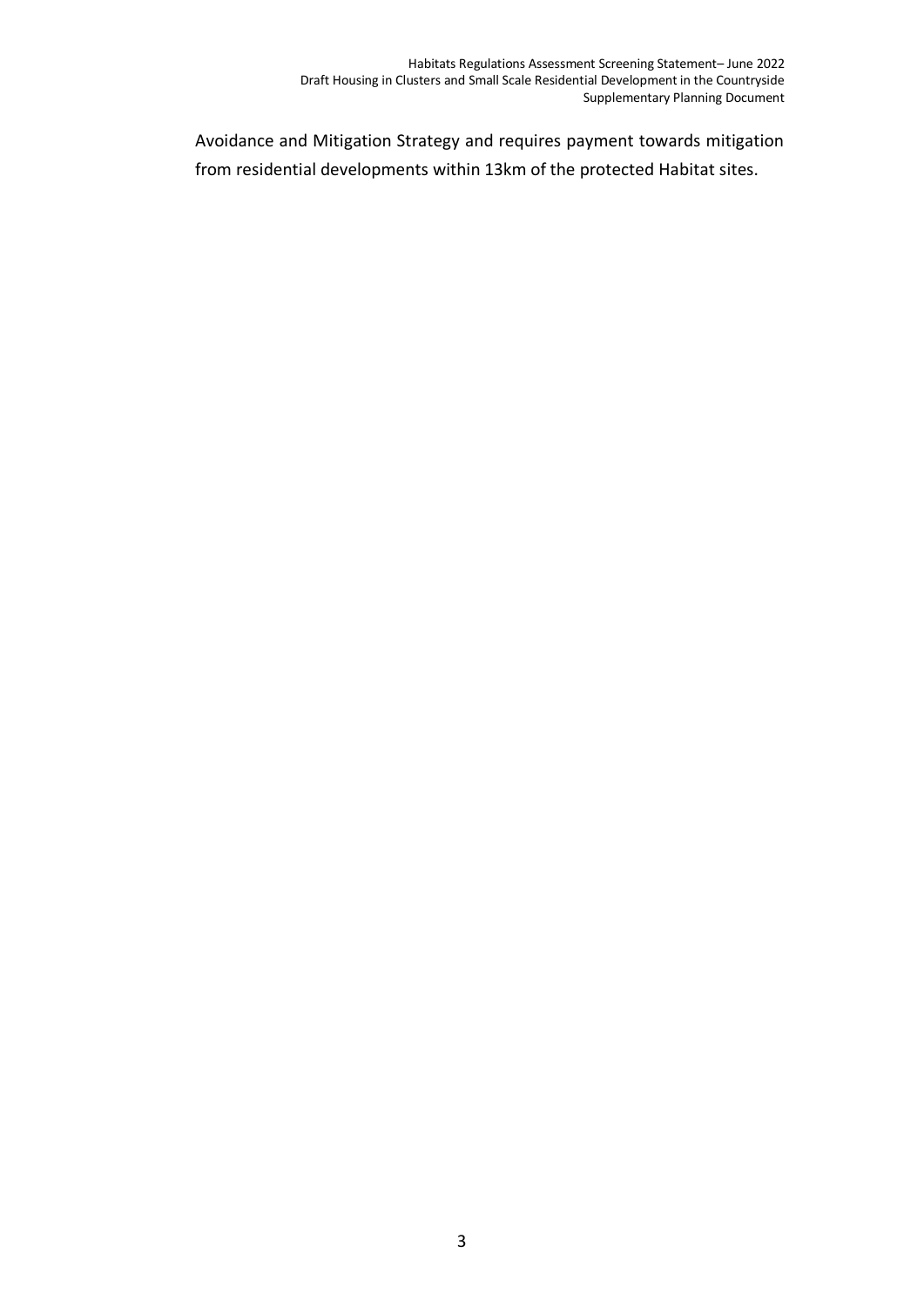Avoidance and Mitigation Strategy and requires payment towards mitigation from residential developments within 13km of the protected Habitat sites.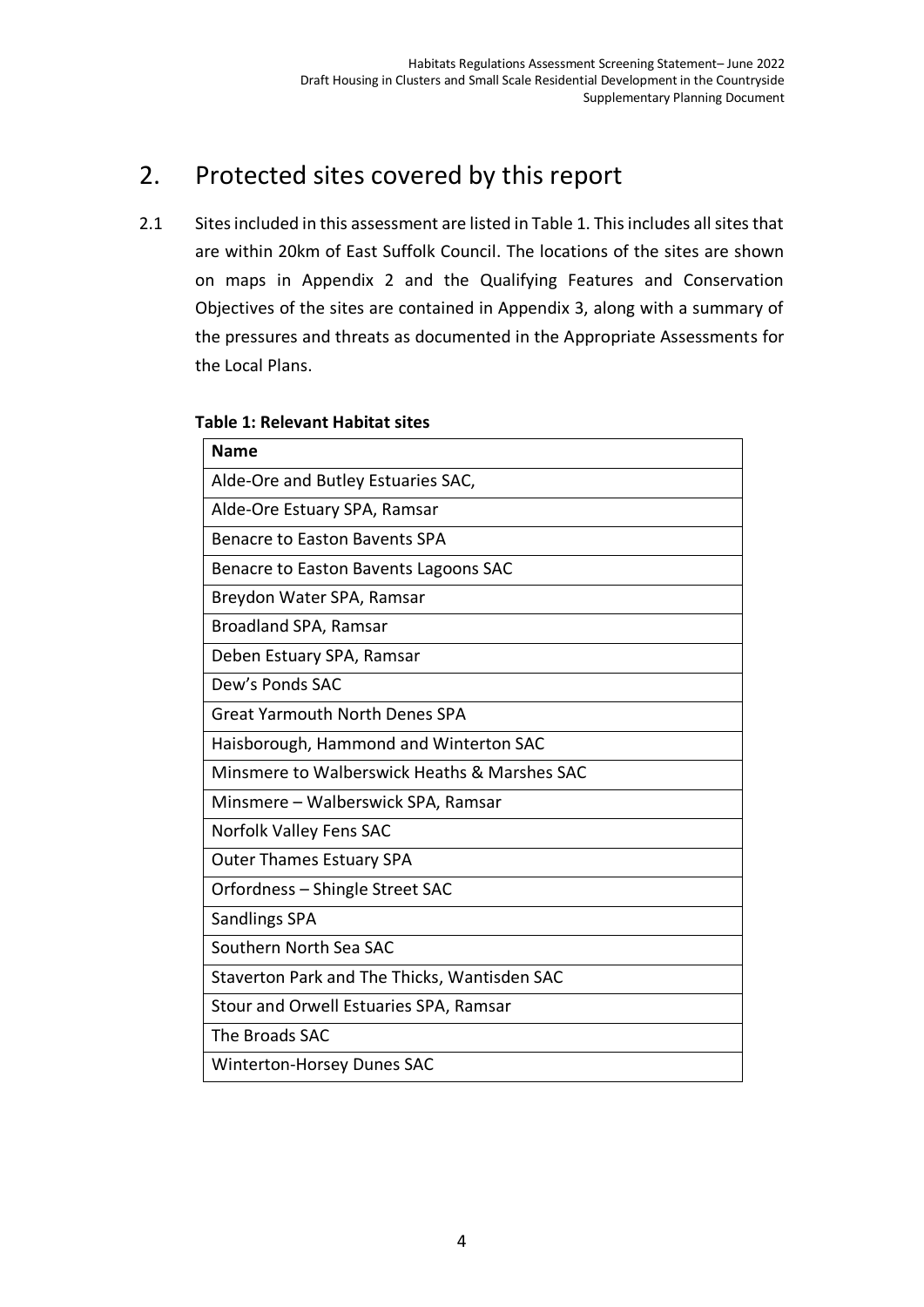## 2. Protected sites covered by this report

2.1 Sites included in this assessment are listed in Table 1. This includes all sites that are within 20km of East Suffolk Council. The locations of the sites are shown on maps in Appendix 2 and the Qualifying Features and Conservation Objectives of the sites are contained in Appendix 3, along with a summary of the pressures and threats as documented in the Appropriate Assessments for the Local Plans.

**Table 1: Relevant Habitat sites**

| Name |
|---|
| Alde-Ore and Butley Estuaries SAC, |
| Alde-Ore Estuary SPA, Ramsar |
| Benacre to Easton Bavents SPA |
| Benacre to Easton Bavents Lagoons SAC |
| Breydon Water SPA, Ramsar |
| Broadland SPA, Ramsar |
| Deben Estuary SPA, Ramsar |
| Dew's Ponds SAC |
| Great Yarmouth North Denes SPA |
| Haisborough, Hammond and Winterton SAC |
| Minsmere to Walberswick Heaths & Marshes SAC |
| Minsmere – Walberswick SPA, Ramsar |
| Norfolk Valley Fens SAC |
| Outer Thames Estuary SPA |
| Orfordness – Shingle Street SAC |
| Sandlings SPA |
| Southern North Sea SAC |
| Staverton Park and The Thicks, Wantisden SAC |
| Stour and Orwell Estuaries SPA, Ramsar |
| The Broads SAC |
| Winterton-Horsey Dunes SAC |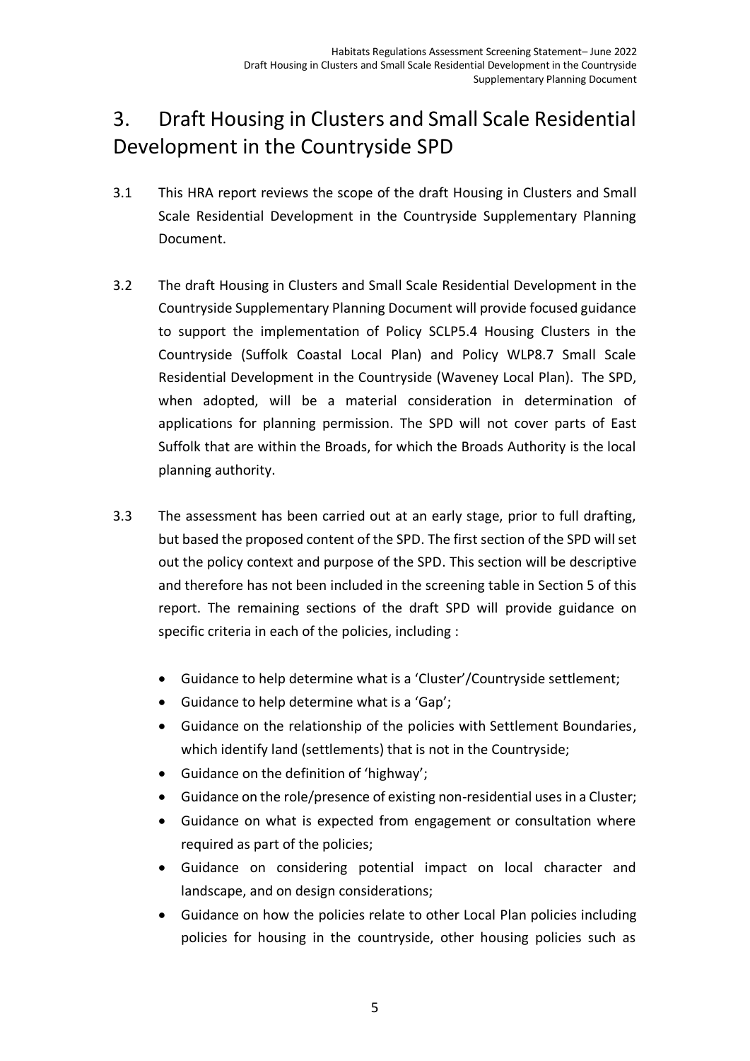# 3. Draft Housing in Clusters and Small Scale Residential Development in the Countryside SPD

3.1 This HRA report reviews the scope of the draft Housing in Clusters and Small Scale Residential Development in the Countryside Supplementary Planning Document.

3.2 The draft Housing in Clusters and Small Scale Residential Development in the Countryside Supplementary Planning Document will provide focused guidance to support the implementation of Policy SCLP5.4 Housing Clusters in the Countryside (Suffolk Coastal Local Plan) and Policy WLP8.7 Small Scale Residential Development in the Countryside (Waveney Local Plan). The SPD, when adopted, will be a material consideration in determination of applications for planning permission. The SPD will not cover parts of East Suffolk that are within the Broads, for which the Broads Authority is the local planning authority.

3.3 The assessment has been carried out at an early stage, prior to full drafting, but based the proposed content of the SPD. The first section of the SPD will set out the policy context and purpose of the SPD. This section will be descriptive and therefore has not been included in the screening table in Section 5 of this report. The remaining sections of the draft SPD will provide guidance on specific criteria in each of the policies, including :

- Guidance to help determine what is a 'Cluster'/Countryside settlement;
- Guidance to help determine what is a 'Gap';
- Guidance on the relationship of the policies with Settlement Boundaries, which identify land (settlements) that is not in the Countryside;
- Guidance on the definition of 'highway';
- Guidance on the role/presence of existing non-residential uses in a Cluster;
- Guidance on what is expected from engagement or consultation where required as part of the policies;
- Guidance on considering potential impact on local character and landscape, and on design considerations;
- Guidance on how the policies relate to other Local Plan policies including policies for housing in the countryside, other housing policies such as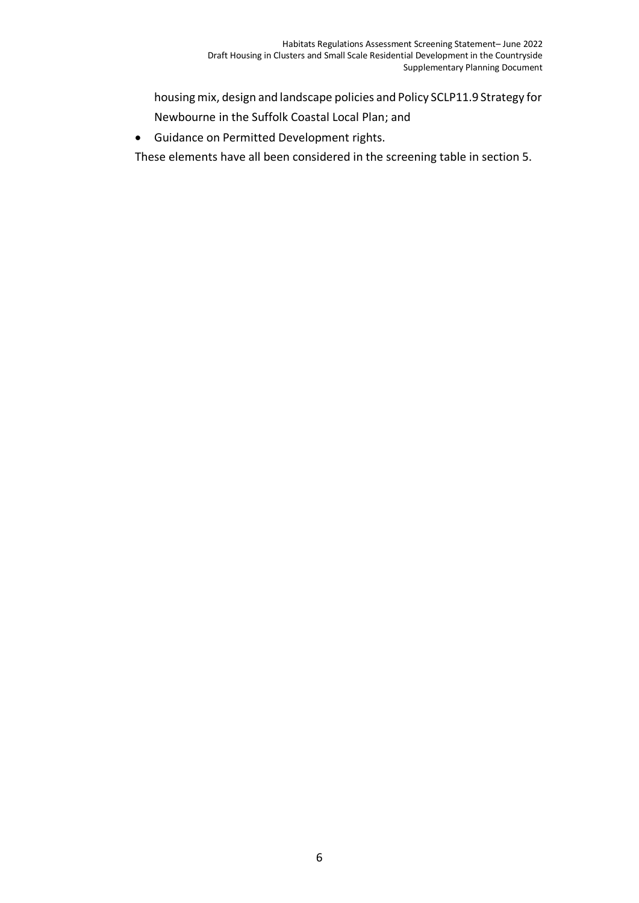housing mix, design and landscape policies and Policy SCLP11.9 Strategy for Newbourne in the Suffolk Coastal Local Plan; and

- Guidance on Permitted Development rights.

These elements have all been considered in the screening table in section 5.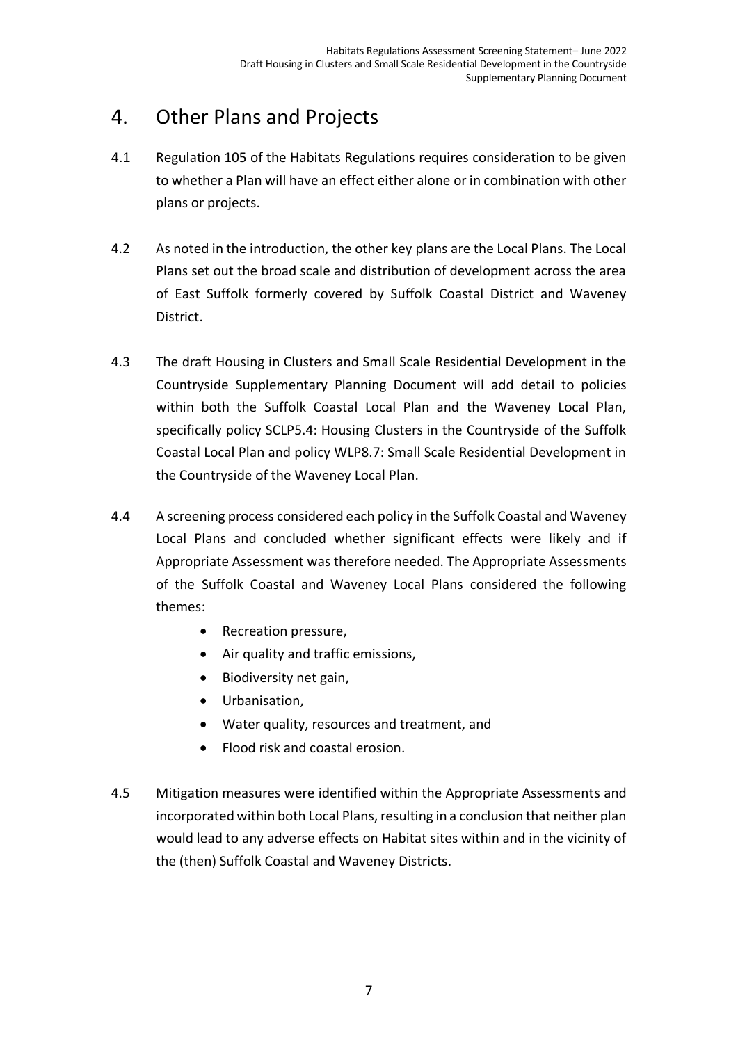# 4. Other Plans and Projects

4.1 Regulation 105 of the Habitats Regulations requires consideration to be given to whether a Plan will have an effect either alone or in combination with other plans or projects.

4.2 As noted in the introduction, the other key plans are the Local Plans. The Local Plans set out the broad scale and distribution of development across the area of East Suffolk formerly covered by Suffolk Coastal District and Waveney District.

4.3 The draft Housing in Clusters and Small Scale Residential Development in the Countryside Supplementary Planning Document will add detail to policies within both the Suffolk Coastal Local Plan and the Waveney Local Plan, specifically policy SCLP5.4: Housing Clusters in the Countryside of the Suffolk Coastal Local Plan and policy WLP8.7: Small Scale Residential Development in the Countryside of the Waveney Local Plan.

4.4 A screening process considered each policy in the Suffolk Coastal and Waveney Local Plans and concluded whether significant effects were likely and if Appropriate Assessment was therefore needed. The Appropriate Assessments of the Suffolk Coastal and Waveney Local Plans considered the following themes:

- Recreation pressure,
- Air quality and traffic emissions,
- Biodiversity net gain,
- Urbanisation,
- Water quality, resources and treatment, and
- Flood risk and coastal erosion.

4.5 Mitigation measures were identified within the Appropriate Assessments and incorporated within both Local Plans, resulting in a conclusion that neither plan would lead to any adverse effects on Habitat sites within and in the vicinity of the (then) Suffolk Coastal and Waveney Districts.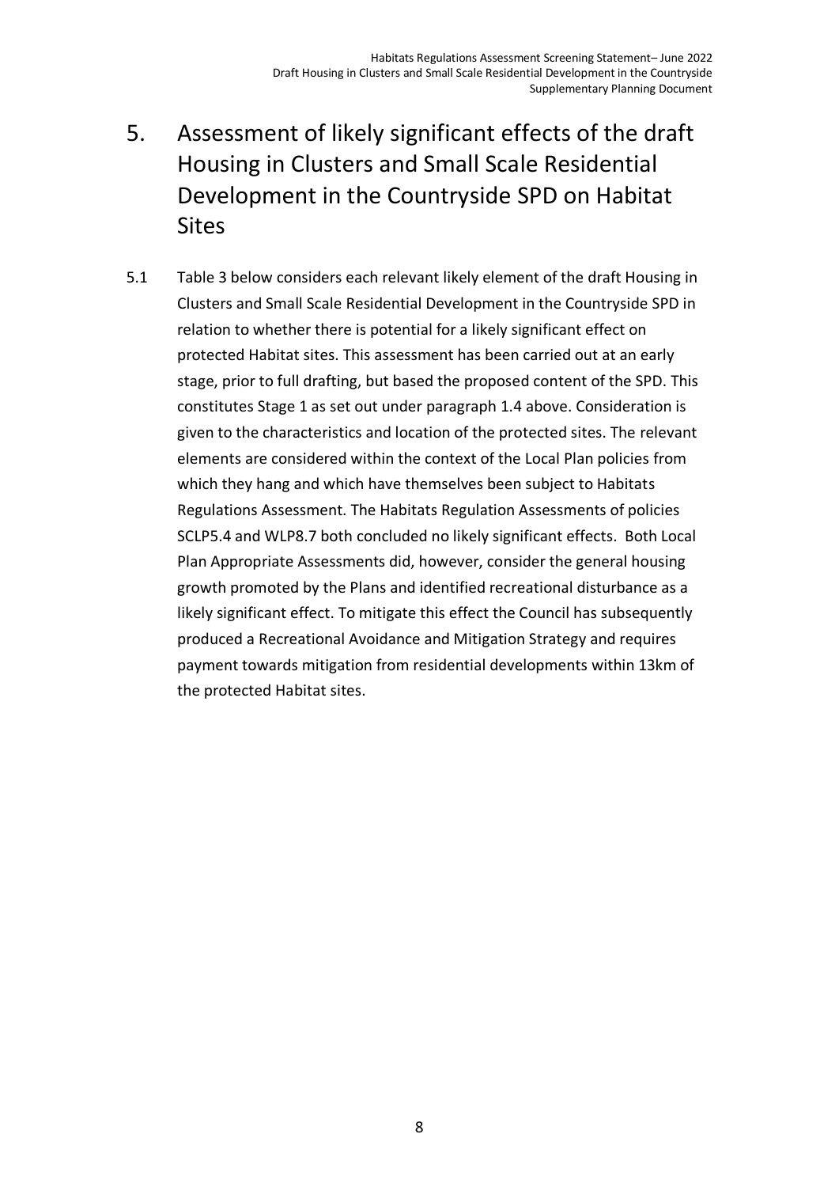# 5. Assessment of likely significant effects of the draft Housing in Clusters and Small Scale Residential Development in the Countryside SPD on Habitat Sites

5.1 Table 3 below considers each relevant likely element of the draft Housing in Clusters and Small Scale Residential Development in the Countryside SPD in relation to whether there is potential for a likely significant effect on protected Habitat sites. This assessment has been carried out at an early stage, prior to full drafting, but based the proposed content of the SPD. This constitutes Stage 1 as set out under paragraph 1.4 above. Consideration is given to the characteristics and location of the protected sites. The relevant elements are considered within the context of the Local Plan policies from which they hang and which have themselves been subject to Habitats Regulations Assessment. The Habitats Regulation Assessments of policies SCLP5.4 and WLP8.7 both concluded no likely significant effects. Both Local Plan Appropriate Assessments did, however, consider the general housing growth promoted by the Plans and identified recreational disturbance as a likely significant effect. To mitigate this effect the Council has subsequently produced a Recreational Avoidance and Mitigation Strategy and requires payment towards mitigation from residential developments within 13km of the protected Habitat sites.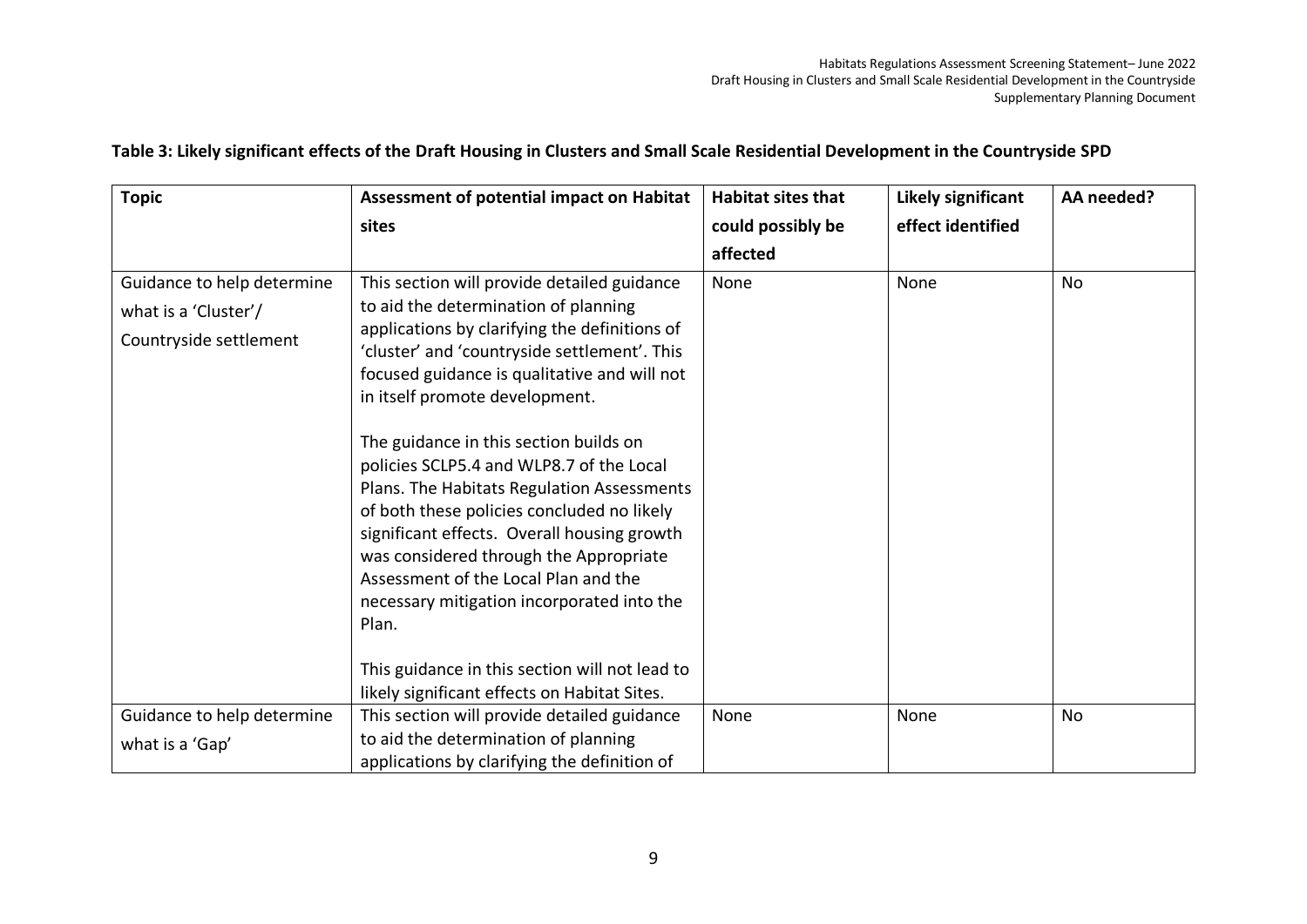**Table 3: Likely significant effects of the Draft Housing in Clusters and Small Scale Residential Development in the Countryside SPD**

| Topic | Assessment of potential impact on Habitat sites | Habitat sites that could possibly be affected | Likely significant effect identified | AA needed? |
|---|---|---|---|---|
| Guidance to help determine what is a 'Cluster'/ Countryside settlement | This section will provide detailed guidance to aid the determination of planning applications by clarifying the definitions of 'cluster' and 'countryside settlement'. This focused guidance is qualitative and will not in itself promote development.<br><br>The guidance in this section builds on policies SCLP5.4 and WLP8.7 of the Local Plans. The Habitats Regulation Assessments of both these policies concluded no likely significant effects. Overall housing growth was considered through the Appropriate Assessment of the Local Plan and the necessary mitigation incorporated into the Plan.<br><br>This guidance in this section will not lead to likely significant effects on Habitat Sites. | None | None | No |
| Guidance to help determine what is a 'Gap' | This section will provide detailed guidance to aid the determination of planning applications by clarifying the definition of | None | None | No |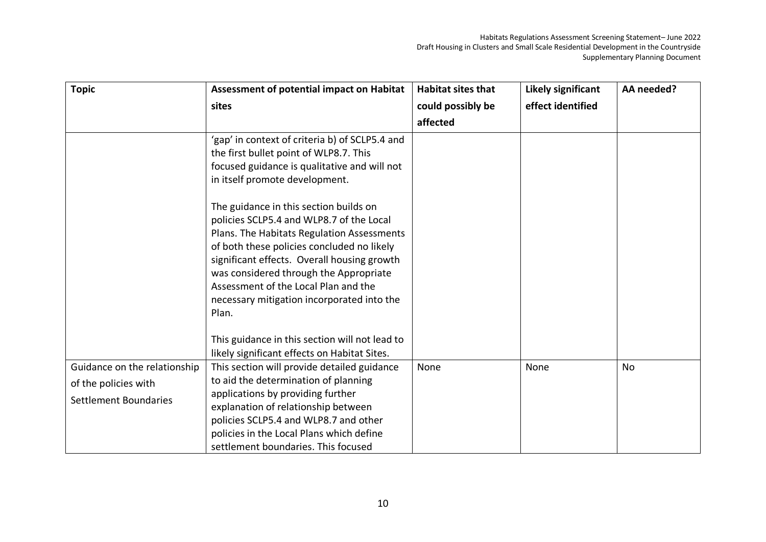| Topic | Assessment of potential impact on Habitat sites | Habitat sites that could possibly be affected | Likely significant effect identified | AA needed? |
| --- | --- | --- | --- | --- |
| | 'gap' in context of criteria b) of SCLP5.4 and the first bullet point of WLP8.7. This focused guidance is qualitative and will not in itself promote development.<br><br>The guidance in this section builds on policies SCLP5.4 and WLP8.7 of the Local Plans. The Habitats Regulation Assessments of both these policies concluded no likely significant effects. Overall housing growth was considered through the Appropriate Assessment of the Local Plan and the necessary mitigation incorporated into the Plan.<br><br>This guidance in this section will not lead to likely significant effects on Habitat Sites. | | | |
| Guidance on the relationship of the policies with Settlement Boundaries | This section will provide detailed guidance to aid the determination of planning applications by providing further explanation of relationship between policies SCLP5.4 and WLP8.7 and other policies in the Local Plans which define settlement boundaries. This focused | None | None | No |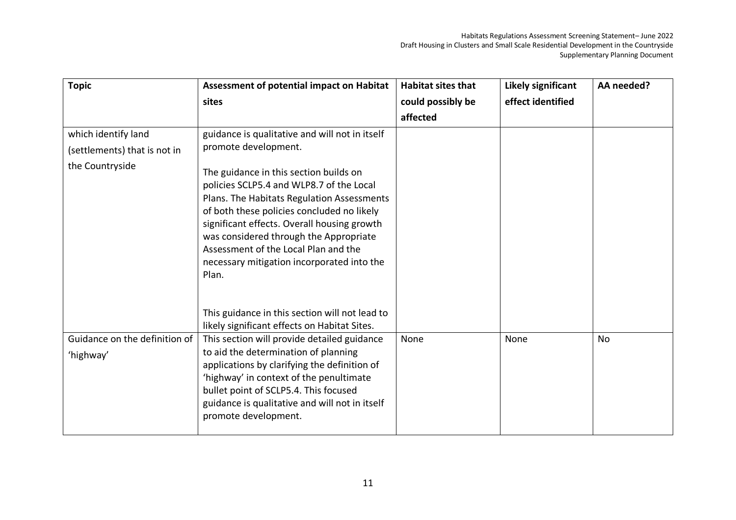| Topic | Assessment of potential impact on Habitat sites | Habitat sites that could possibly be affected | Likely significant effect identified | AA needed? |
| --- | --- | --- | --- | --- |
| which identify land (settlements) that is not in the Countryside | guidance is qualitative and will not in itself promote development.<br><br>The guidance in this section builds on policies SCLP5.4 and WLP8.7 of the Local Plans. The Habitats Regulation Assessments of both these policies concluded no likely significant effects. Overall housing growth was considered through the Appropriate Assessment of the Local Plan and the necessary mitigation incorporated into the Plan.<br><br>This guidance in this section will not lead to likely significant effects on Habitat Sites. | | | |
| Guidance on the definition of 'highway' | This section will provide detailed guidance to aid the determination of planning applications by clarifying the definition of 'highway' in context of the penultimate bullet point of SCLP5.4. This focused guidance is qualitative and will not in itself promote development. | None | None | No |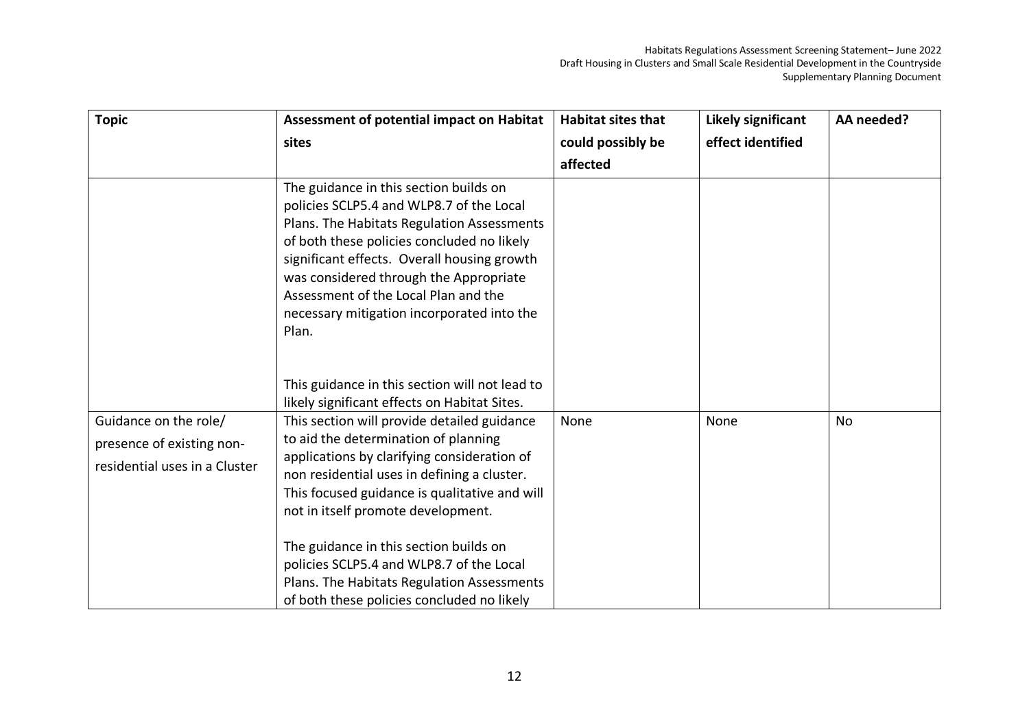| Topic | Assessment of potential impact on Habitat sites | Habitat sites that could possibly be affected | Likely significant effect identified | AA needed? |
| --- | --- | --- | --- | --- |
| | The guidance in this section builds on policies SCLP5.4 and WLP8.7 of the Local Plans. The Habitats Regulation Assessments of both these policies concluded no likely significant effects. Overall housing growth was considered through the Appropriate Assessment of the Local Plan and the necessary mitigation incorporated into the Plan.<br><br>This guidance in this section will not lead to likely significant effects on Habitat Sites. | | | |
| Guidance on the role/ presence of existing non-residential uses in a Cluster | This section will provide detailed guidance to aid the determination of planning applications by clarifying consideration of non residential uses in defining a cluster. This focused guidance is qualitative and will not in itself promote development.<br><br>The guidance in this section builds on policies SCLP5.4 and WLP8.7 of the Local Plans. The Habitats Regulation Assessments of both these policies concluded no likely | None | None | No |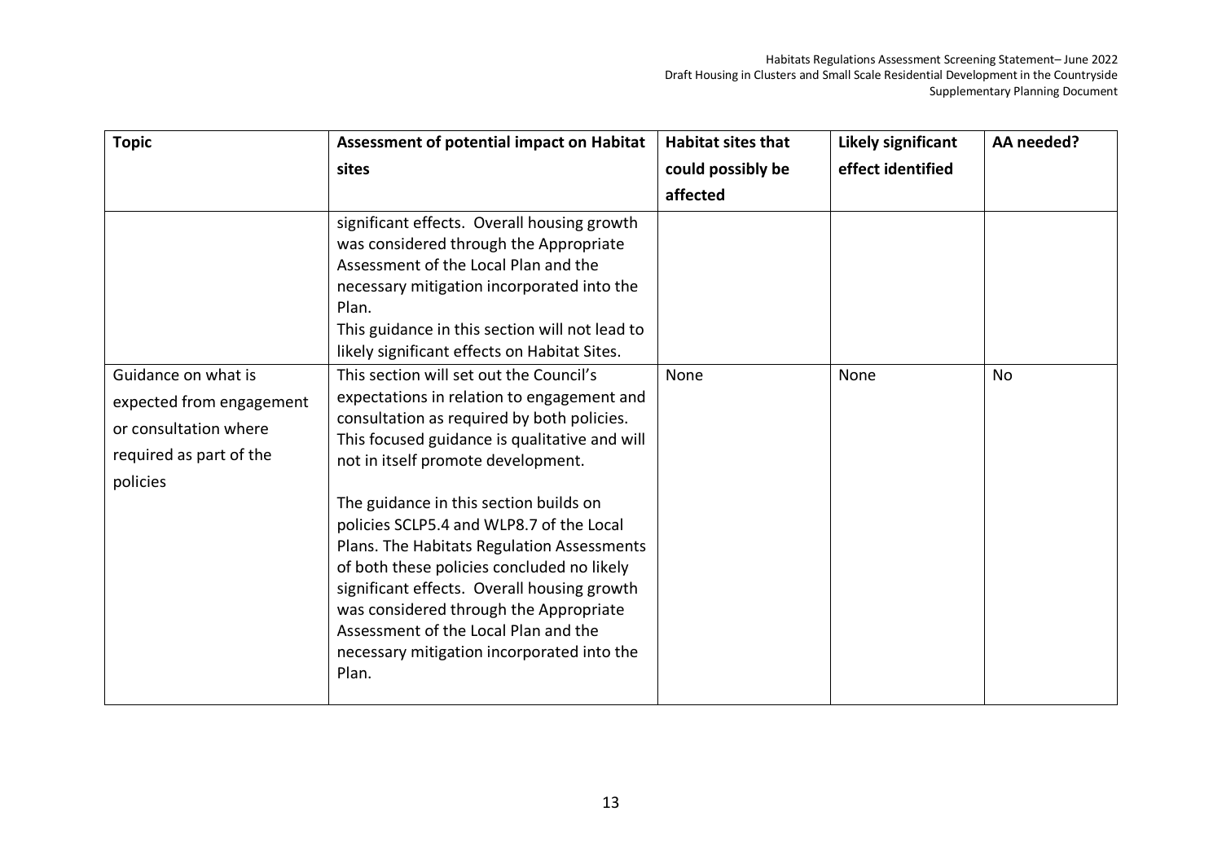| Topic | Assessment of potential impact on Habitat sites | Habitat sites that could possibly be affected | Likely significant effect identified | AA needed? |
|---|---|---|---|---|
| | significant effects. Overall housing growth was considered through the Appropriate Assessment of the Local Plan and the necessary mitigation incorporated into the Plan.<br>This guidance in this section will not lead to likely significant effects on Habitat Sites. | | | |
| Guidance on what is expected from engagement or consultation where required as part of the policies | This section will set out the Council's expectations in relation to engagement and consultation as required by both policies. This focused guidance is qualitative and will not in itself promote development.<br><br>The guidance in this section builds on policies SCLP5.4 and WLP8.7 of the Local Plans. The Habitats Regulation Assessments of both these policies concluded no likely significant effects. Overall housing growth was considered through the Appropriate Assessment of the Local Plan and the necessary mitigation incorporated into the Plan. | None | None | No |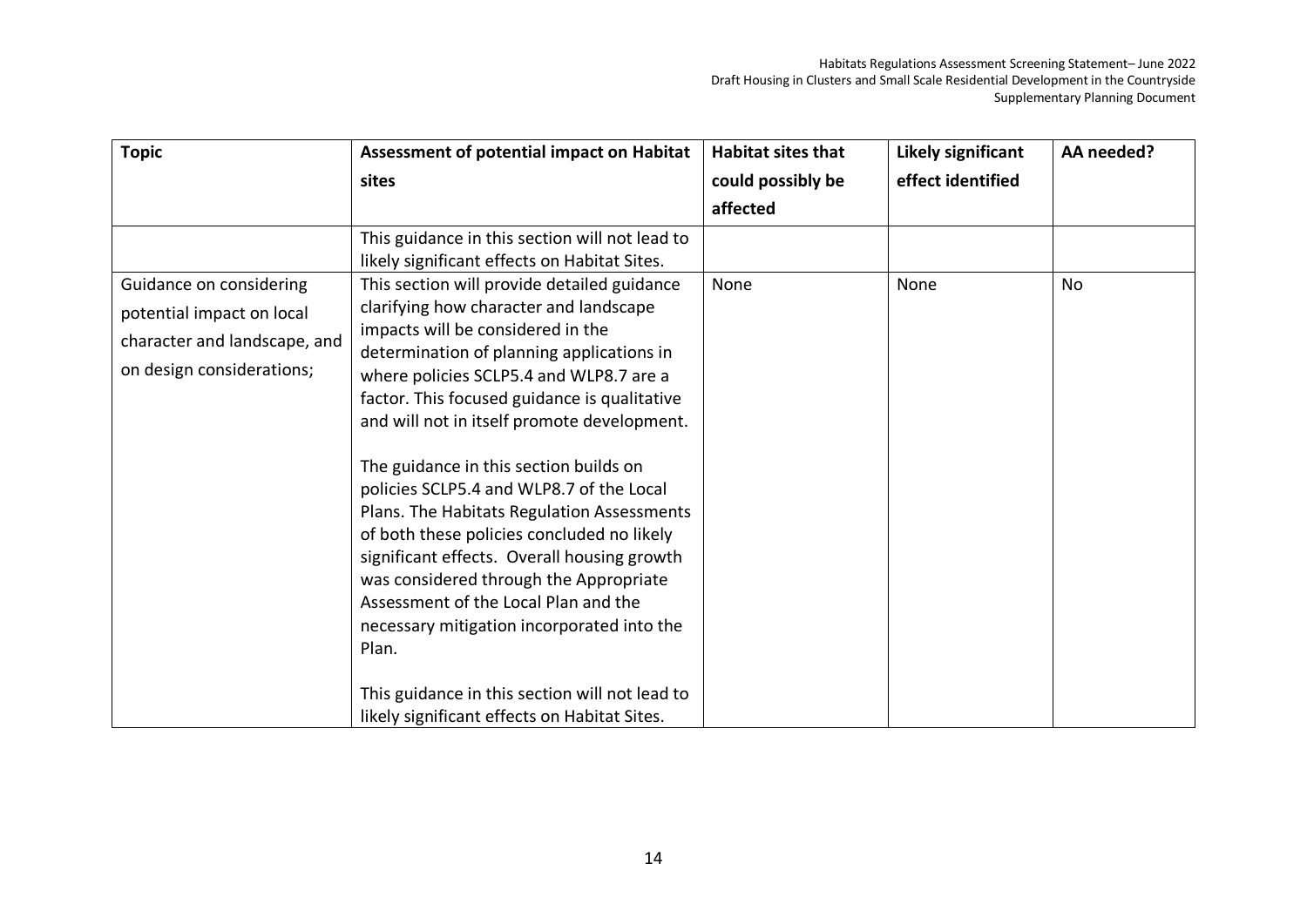| Topic | Assessment of potential impact on Habitat sites | Habitat sites that could possibly be affected | Likely significant effect identified | AA needed? |
|---|---|---|---|---|
| | This guidance in this section will not lead to likely significant effects on Habitat Sites. | | | |
| Guidance on considering potential impact on local character and landscape, and on design considerations; | This section will provide detailed guidance clarifying how character and landscape impacts will be considered in the determination of planning applications in where policies SCLP5.4 and WLP8.7 are a factor. This focused guidance is qualitative and will not in itself promote development.<br><br>The guidance in this section builds on policies SCLP5.4 and WLP8.7 of the Local Plans. The Habitats Regulation Assessments of both these policies concluded no likely significant effects. Overall housing growth was considered through the Appropriate Assessment of the Local Plan and the necessary mitigation incorporated into the Plan.<br><br>This guidance in this section will not lead to likely significant effects on Habitat Sites. | None | None | No |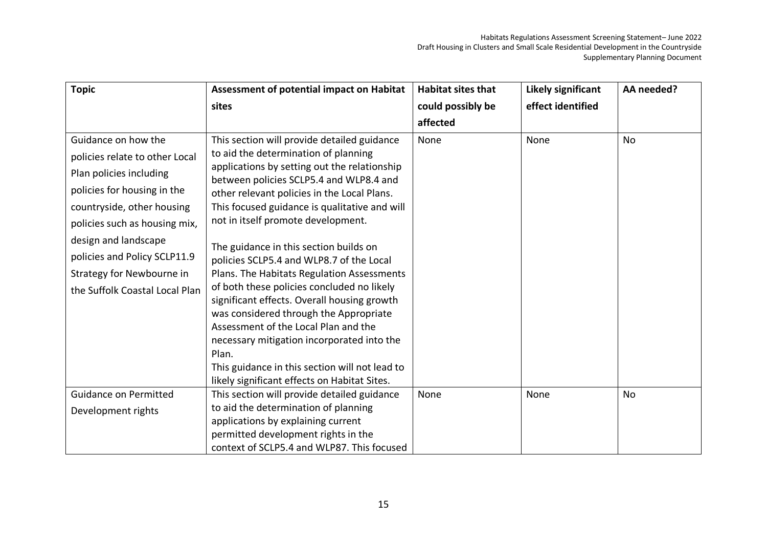| Topic | Assessment of potential impact on Habitat sites | Habitat sites that could possibly be affected | Likely significant effect identified | AA needed? |
|---|---|---|---|---|
| Guidance on how the policies relate to other Local Plan policies including policies for housing in the countryside, other housing policies such as housing mix, design and landscape policies and Policy SCLP11.9 Strategy for Newbourne in the Suffolk Coastal Local Plan | This section will provide detailed guidance to aid the determination of planning applications by setting out the relationship between policies SCLP5.4 and WLP8.4 and other relevant policies in the Local Plans. This focused guidance is qualitative and will not in itself promote development.<br><br>The guidance in this section builds on policies SCLP5.4 and WLP8.7 of the Local Plans. The Habitats Regulation Assessments of both these policies concluded no likely significant effects. Overall housing growth was considered through the Appropriate Assessment of the Local Plan and the necessary mitigation incorporated into the Plan.<br>This guidance in this section will not lead to likely significant effects on Habitat Sites. | None | None | No |
| Guidance on Permitted Development rights | This section will provide detailed guidance to aid the determination of planning applications by explaining current permitted development rights in the context of SCLP5.4 and WLP87. This focused | None | None | No |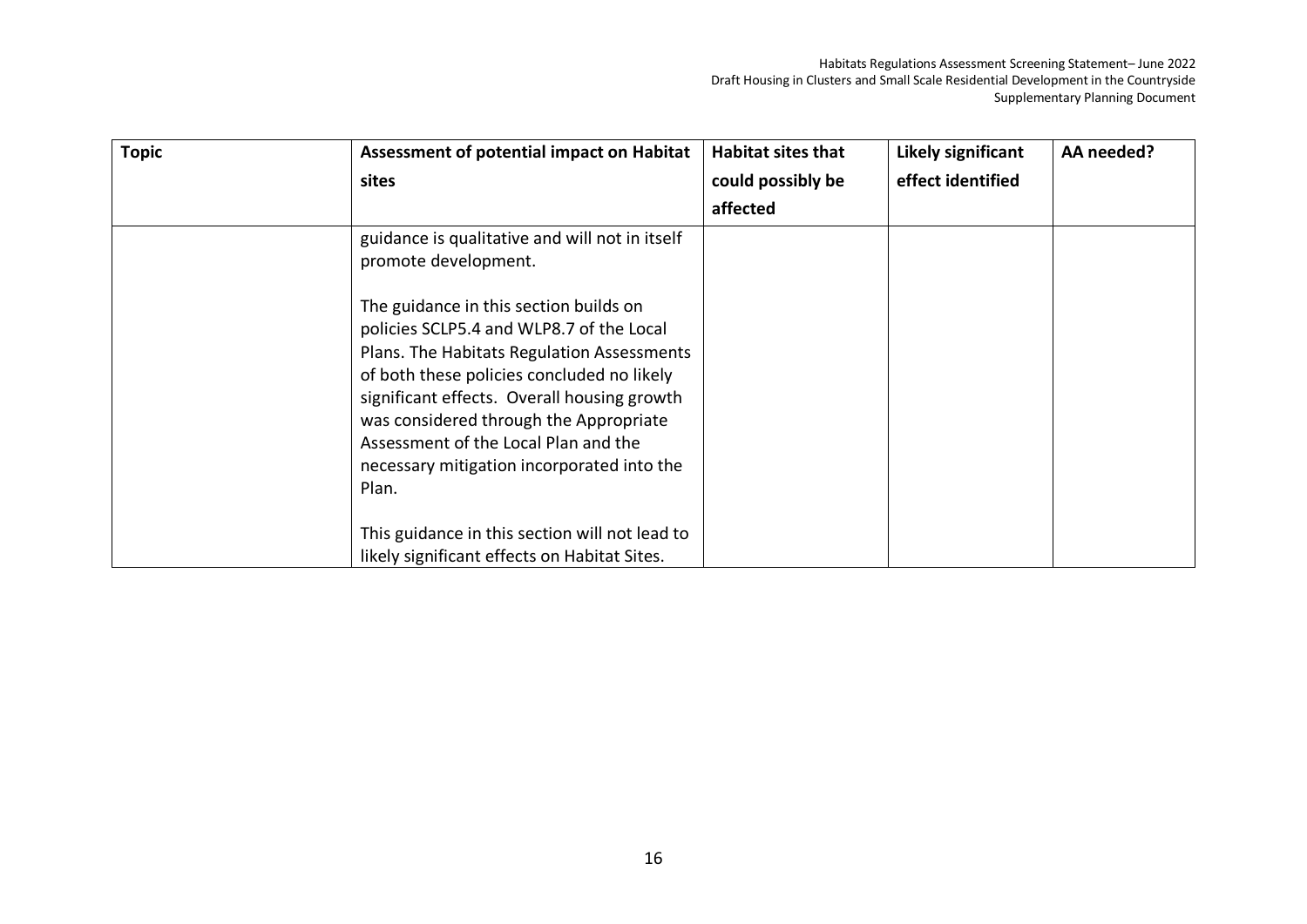| Topic | Assessment of potential impact on Habitat sites | Habitat sites that could possibly be affected | Likely significant effect identified | AA needed? |
| --- | --- | --- | --- | --- |
| | guidance is qualitative and will not in itself promote development.<br><br>The guidance in this section builds on policies SCLP5.4 and WLP8.7 of the Local Plans. The Habitats Regulation Assessments of both these policies concluded no likely significant effects. Overall housing growth was considered through the Appropriate Assessment of the Local Plan and the necessary mitigation incorporated into the Plan.<br><br>This guidance in this section will not lead to likely significant effects on Habitat Sites. | | | |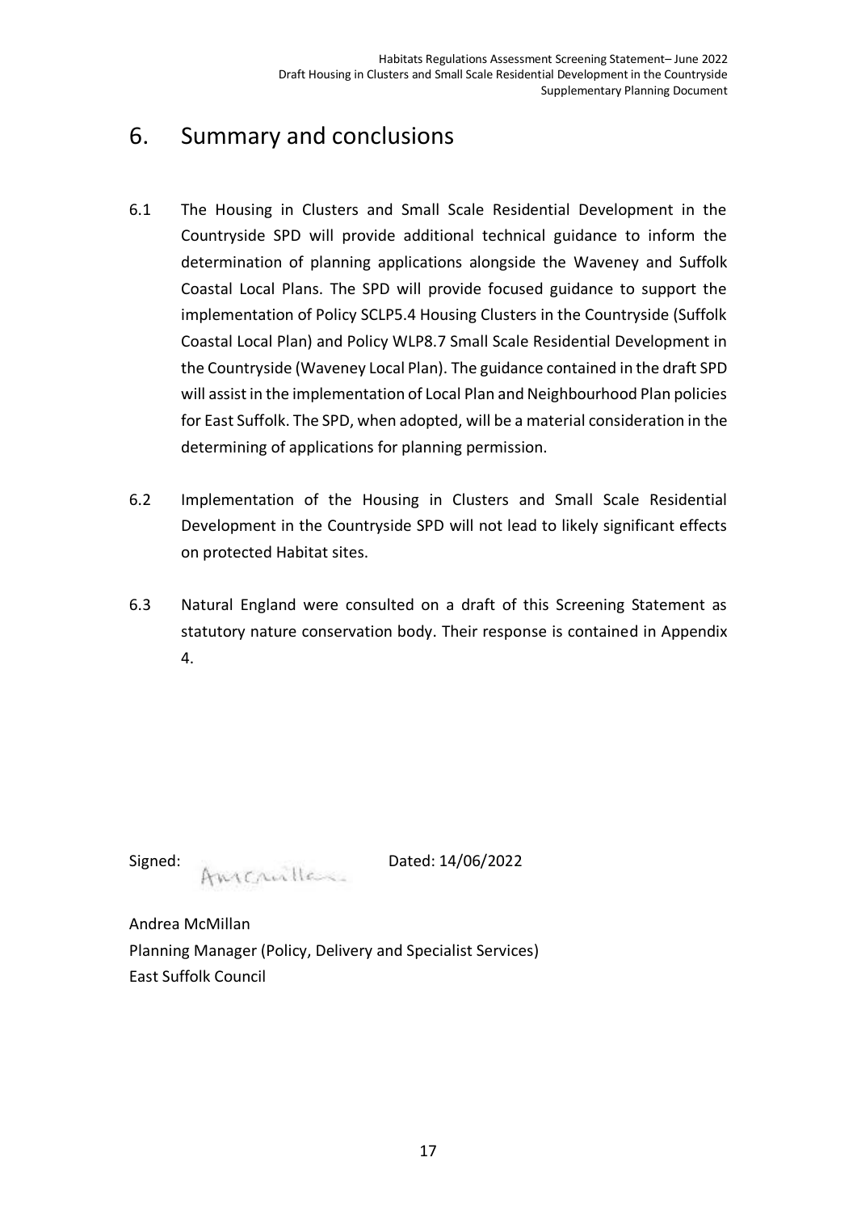# 6. Summary and conclusions

6.1 The Housing in Clusters and Small Scale Residential Development in the Countryside SPD will provide additional technical guidance to inform the determination of planning applications alongside the Waveney and Suffolk Coastal Local Plans. The SPD will provide focused guidance to support the implementation of Policy SCLP5.4 Housing Clusters in the Countryside (Suffolk Coastal Local Plan) and Policy WLP8.7 Small Scale Residential Development in the Countryside (Waveney Local Plan). The guidance contained in the draft SPD will assist in the implementation of Local Plan and Neighbourhood Plan policies for East Suffolk. The SPD, when adopted, will be a material consideration in the determining of applications for planning permission.

6.2 Implementation of the Housing in Clusters and Small Scale Residential Development in the Countryside SPD will not lead to likely significant effects on protected Habitat sites.

6.3 Natural England were consulted on a draft of this Screening Statement as statutory nature conservation body. Their response is contained in Appendix 4.

Signed: AMcMillan Dated: 14/06/2022

Andrea McMillan
Planning Manager (Policy, Delivery and Specialist Services)
East Suffolk Council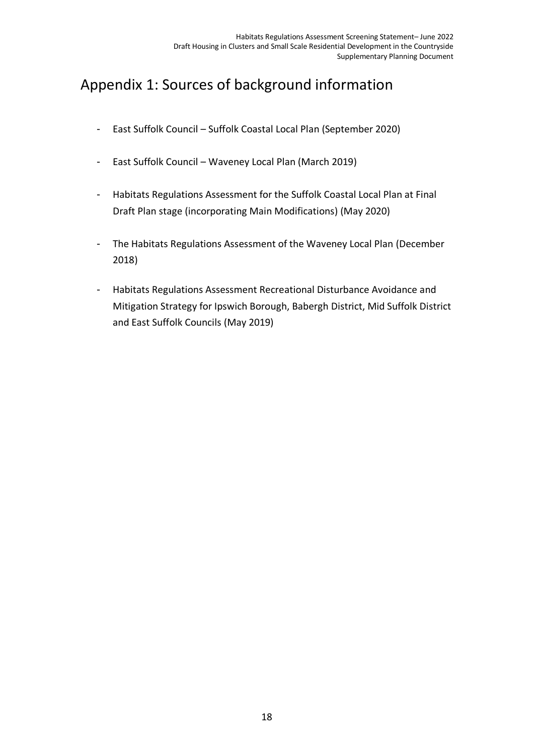# Appendix 1: Sources of background information

- East Suffolk Council – Suffolk Coastal Local Plan (September 2020)
- East Suffolk Council – Waveney Local Plan (March 2019)
- Habitats Regulations Assessment for the Suffolk Coastal Local Plan at Final Draft Plan stage (incorporating Main Modifications) (May 2020)
- The Habitats Regulations Assessment of the Waveney Local Plan (December 2018)
- Habitats Regulations Assessment Recreational Disturbance Avoidance and Mitigation Strategy for Ipswich Borough, Babergh District, Mid Suffolk District and East Suffolk Councils (May 2019)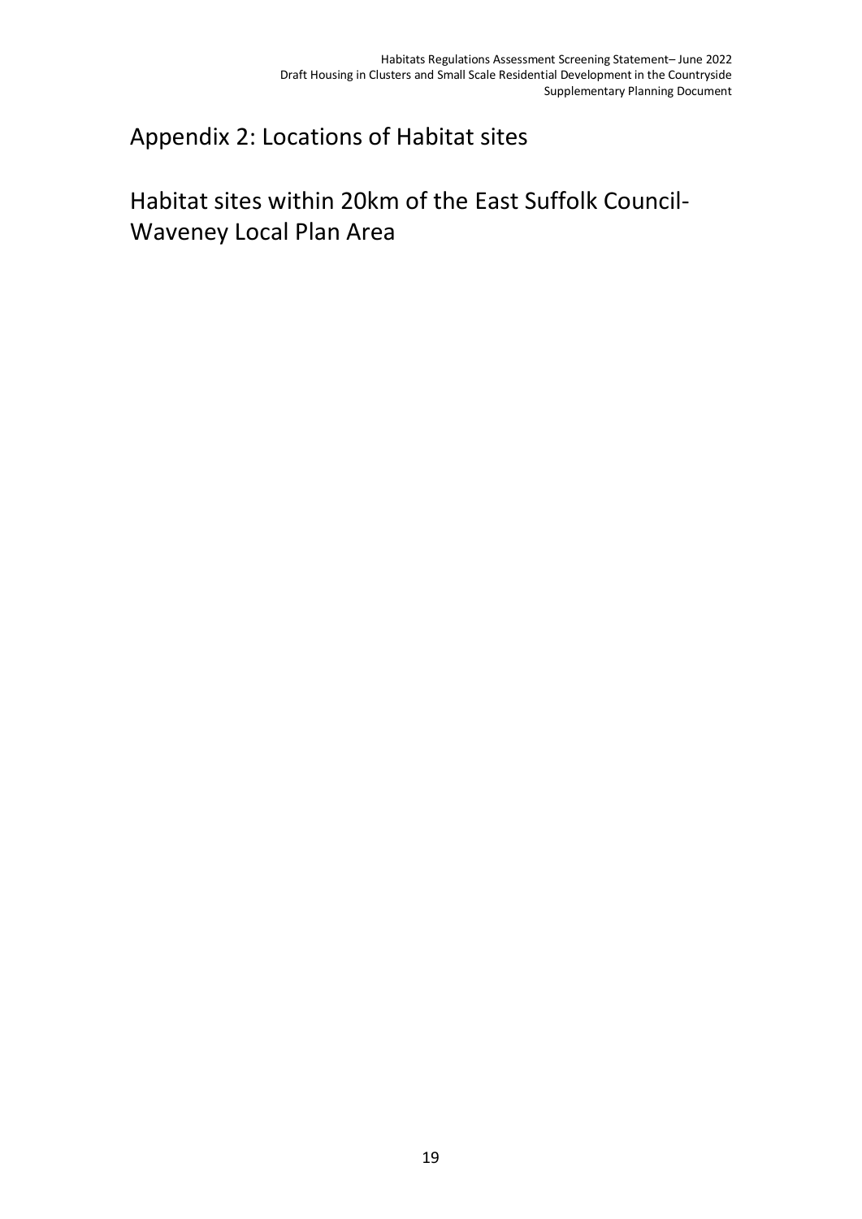# Appendix 2: Locations of Habitat sites

## Habitat sites within 20km of the East Suffolk Council-Waveney Local Plan Area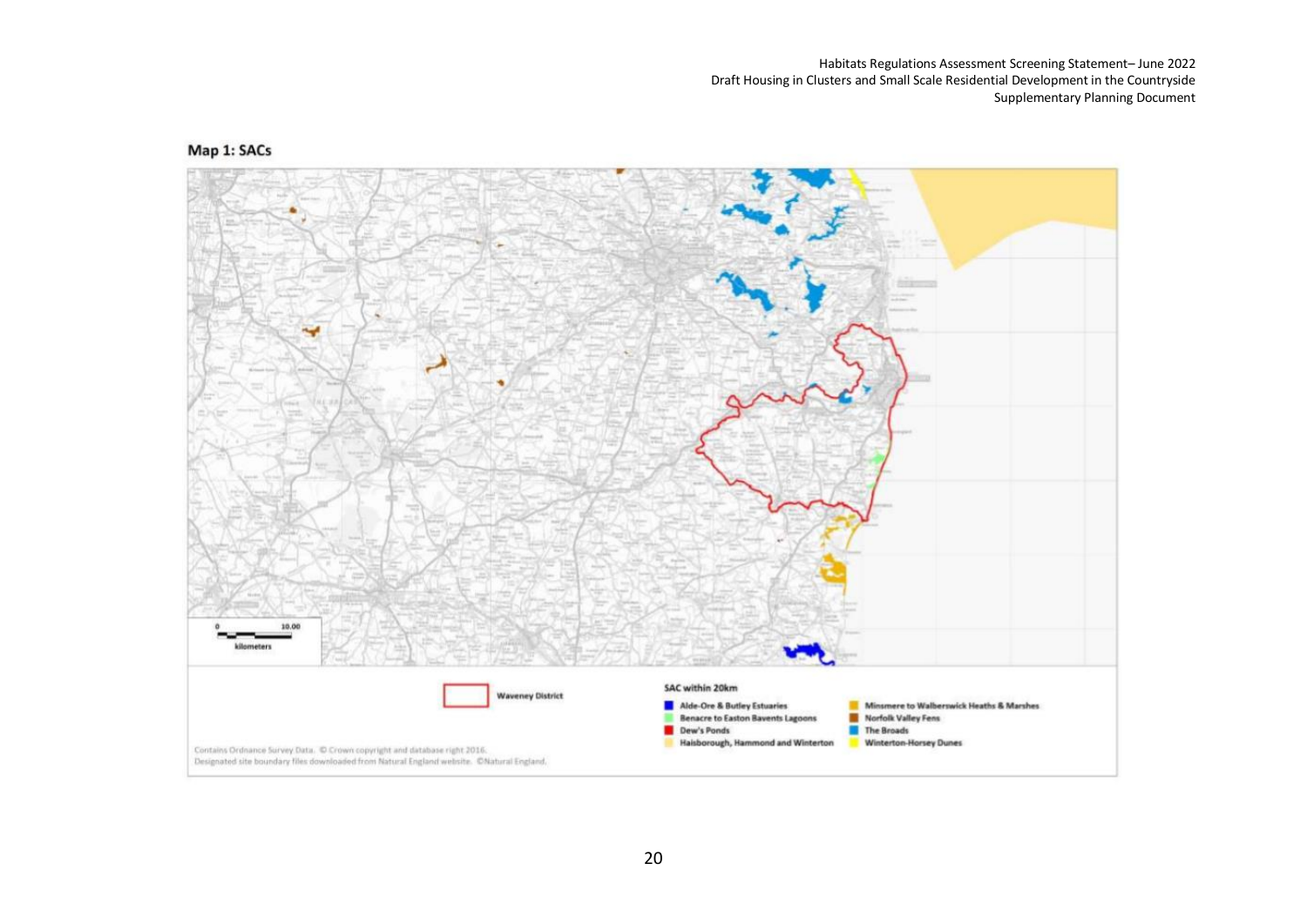## Map 1: SACs

0 — 10.00
kilometers

Waveney District

SAC within 20km

- Alde-Ore & Butley Estuaries
- Benacre to Easton Bavents Lagoons
- Dew's Ponds
- Haisborough, Hammond and Winterton
- Minsmere to Walberswick Heaths & Marshes
- Norfolk Valley Fens
- The Broads
- Winterton-Horsey Dunes

Contains Ordnance Survey Data. © Crown copyright and database right 2016.
Designated site boundary files downloaded from Natural England website. ©Natural England.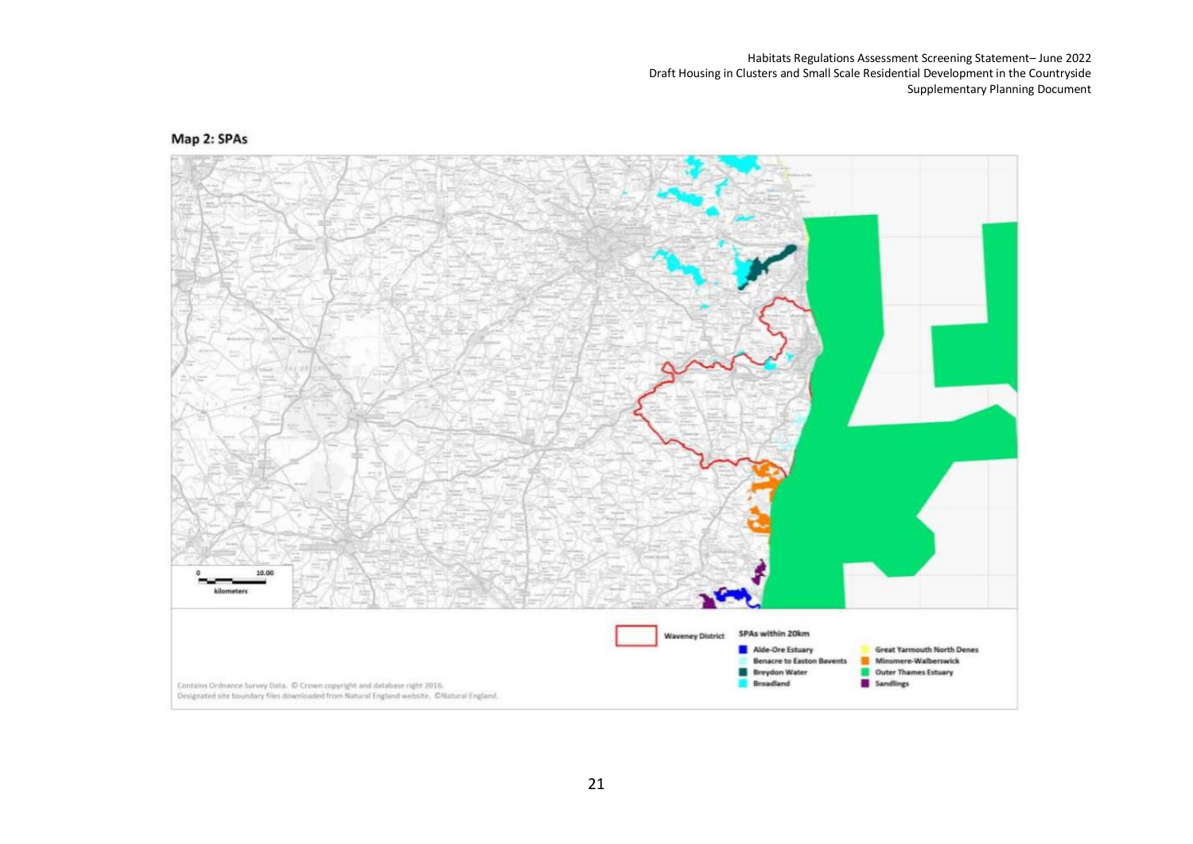## Map 2: SPAs

0 10.00
kilometers

Waveney District

SPAs within 20km

- Alde-Ore Estuary
- Benacre to Easton Bavents
- Breydon Water
- Broadland
- Great Yarmouth North Denes
- Minsmere-Walberswick
- Outer Thames Estuary
- Sandlings

Contains Ordnance Survey Data. © Crown copyright and database right 2016.
Designated site boundary files downloaded from Natural England website. ©Natural England.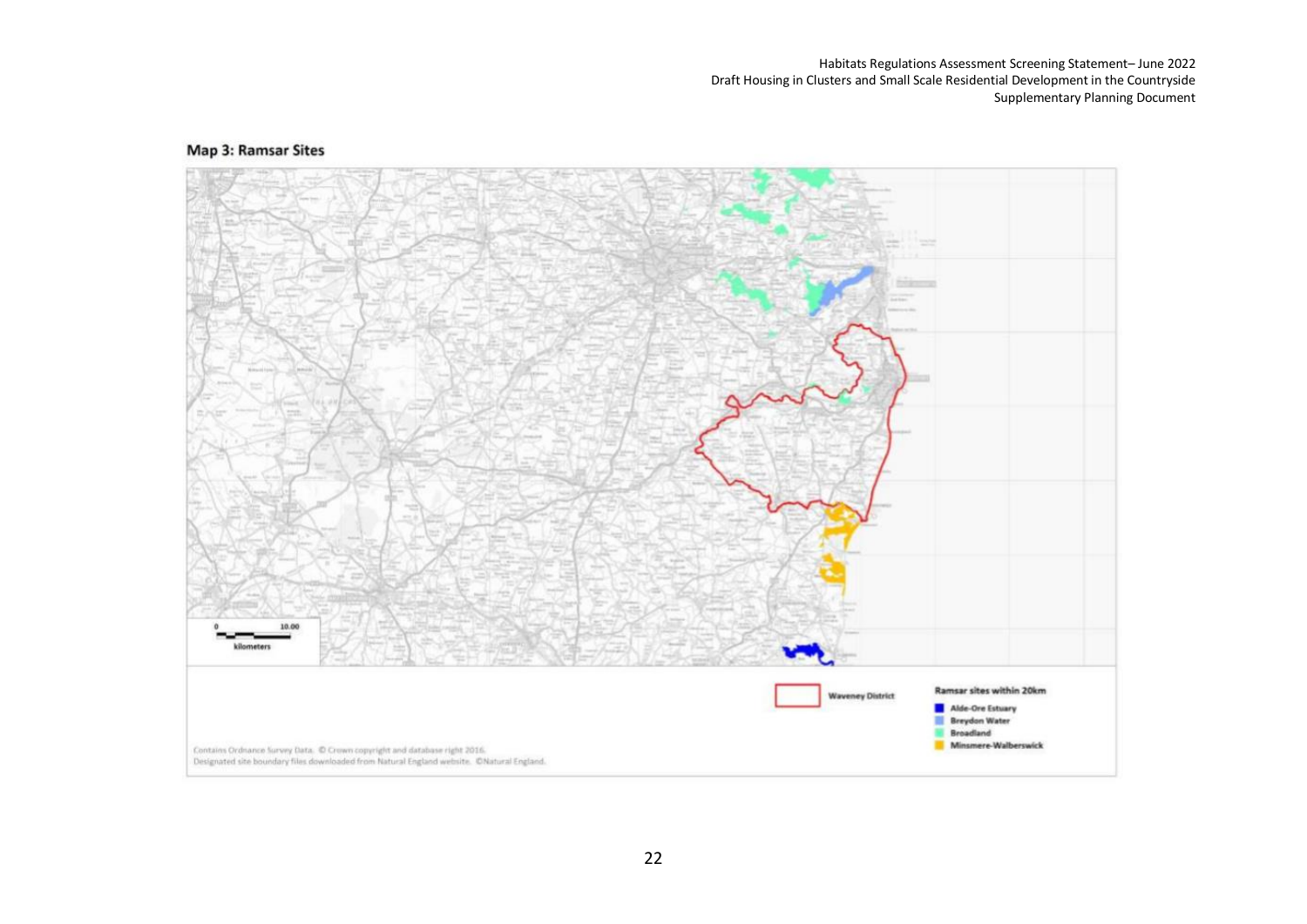**Map 3: Ramsar Sites**

0 10.00
kilometers

Waveney District

Ramsar sites within 20km

- Alde-Ore Estuary
- Breydon Water
- Broadland
- Minsmere-Walberswick

Contains Ordnance Survey Data. © Crown copyright and database right 2016.
Designated site boundary files downloaded from Natural England website. ©Natural England.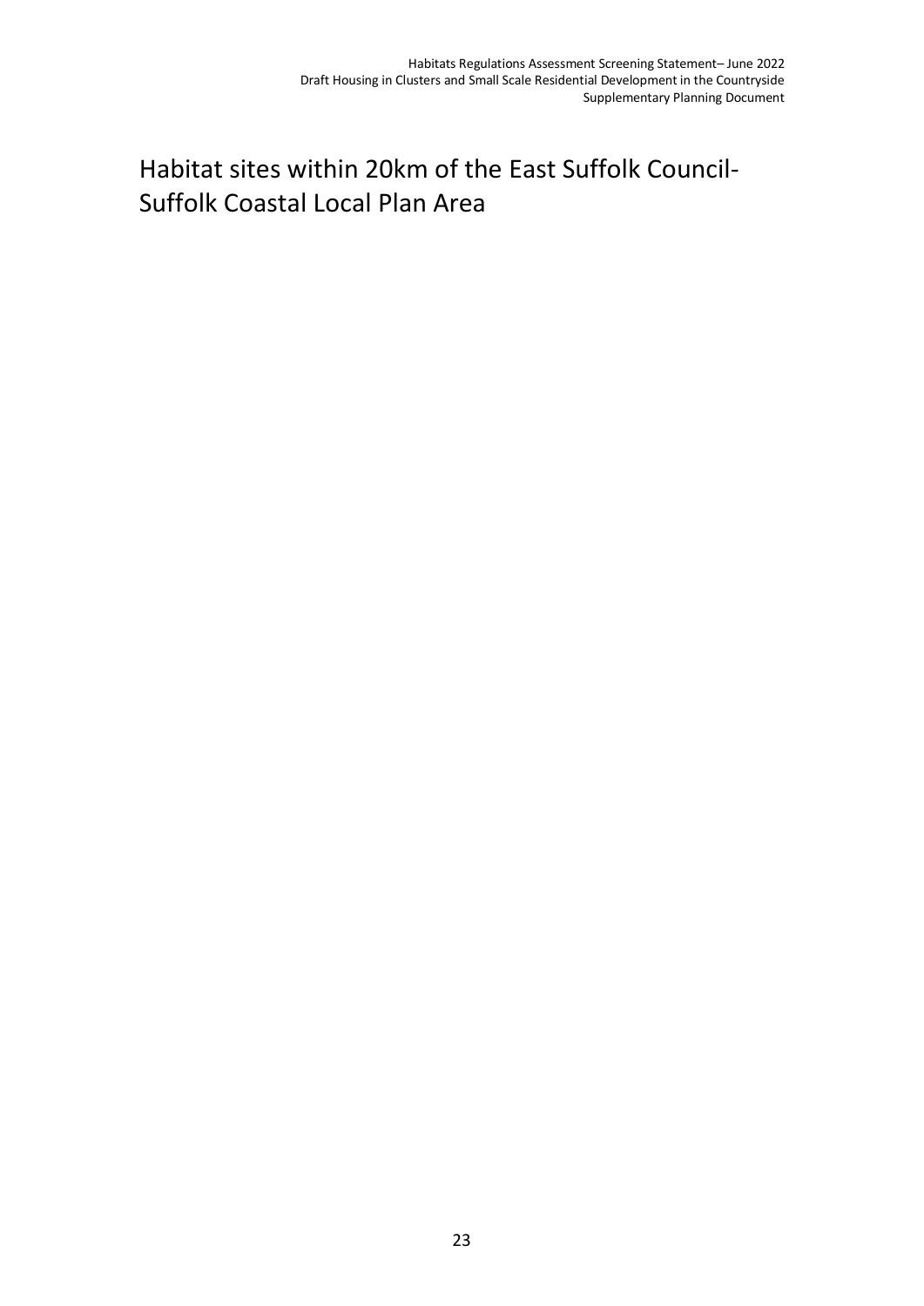# Habitat sites within 20km of the East Suffolk Council-Suffolk Coastal Local Plan Area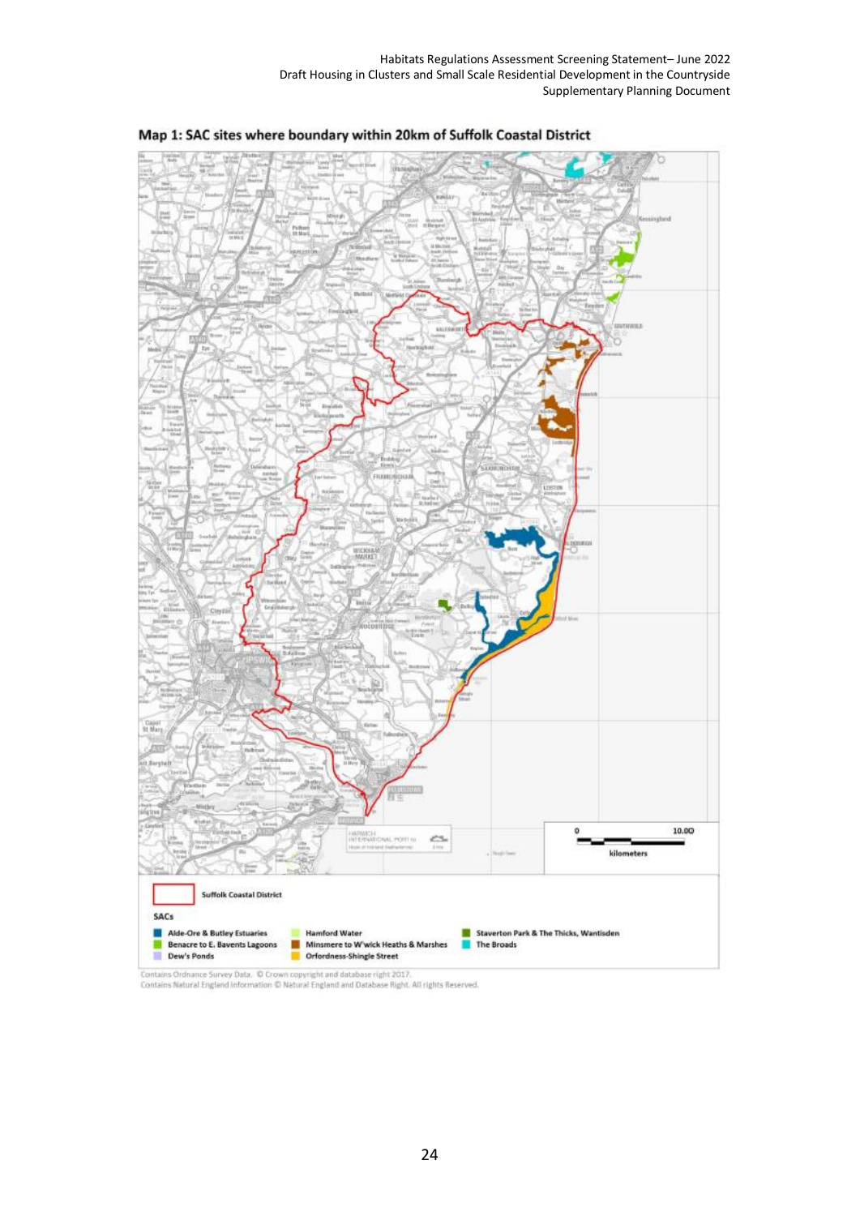## Map 1: SAC sites where boundary within 20km of Suffolk Coastal District

Suffolk Coastal District

SACs

- Alde-Ore & Butley Estuaries
- Benacre to E. Bavents Lagoons
- Dew's Ponds
- Hamford Water
- Minsmere to W'wick Heaths & Marshes
- Orfordness-Shingle Street
- Staverton Park & The Thicks, Wantisden
- The Broads

0 10.00 kilometers

Contains Ordnance Survey Data. © Crown copyright and database right 2017.
Contains Natural England information © Natural England and Database Right. All rights Reserved.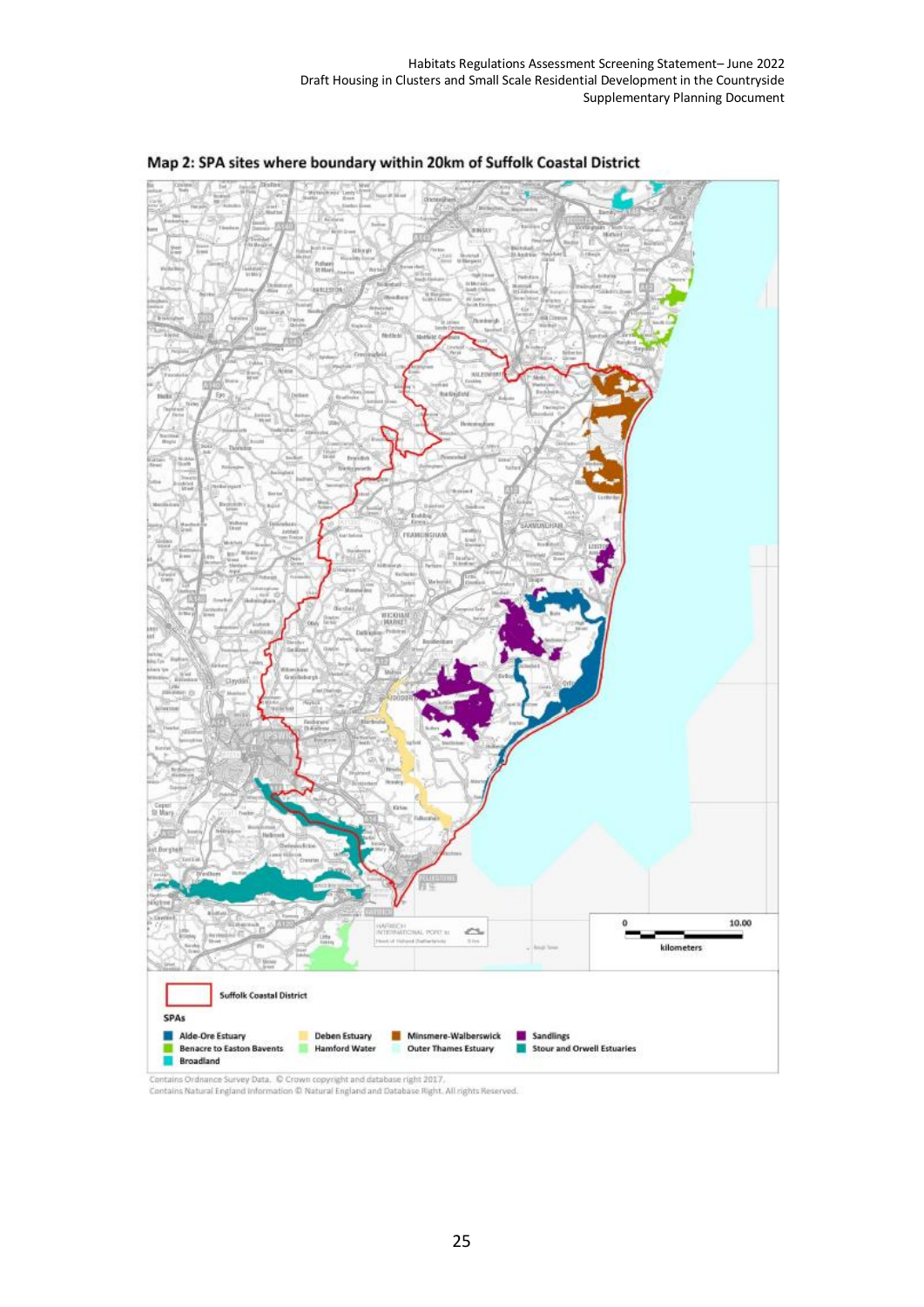## Map 2: SPA sites where boundary within 20km of Suffolk Coastal District

Suffolk Coastal District

SPAs

- Alde-Ore Estuary
- Benacre to Easton Bavents
- Broadland
- Deben Estuary
- Hamford Water
- Minsmere-Walberswick
- Outer Thames Estuary
- Sandlings
- Stour and Orwell Estuaries

Contains Ordnance Survey Data. © Crown copyright and database right 2017.
Contains Natural England information © Natural England and Database Right. All rights Reserved.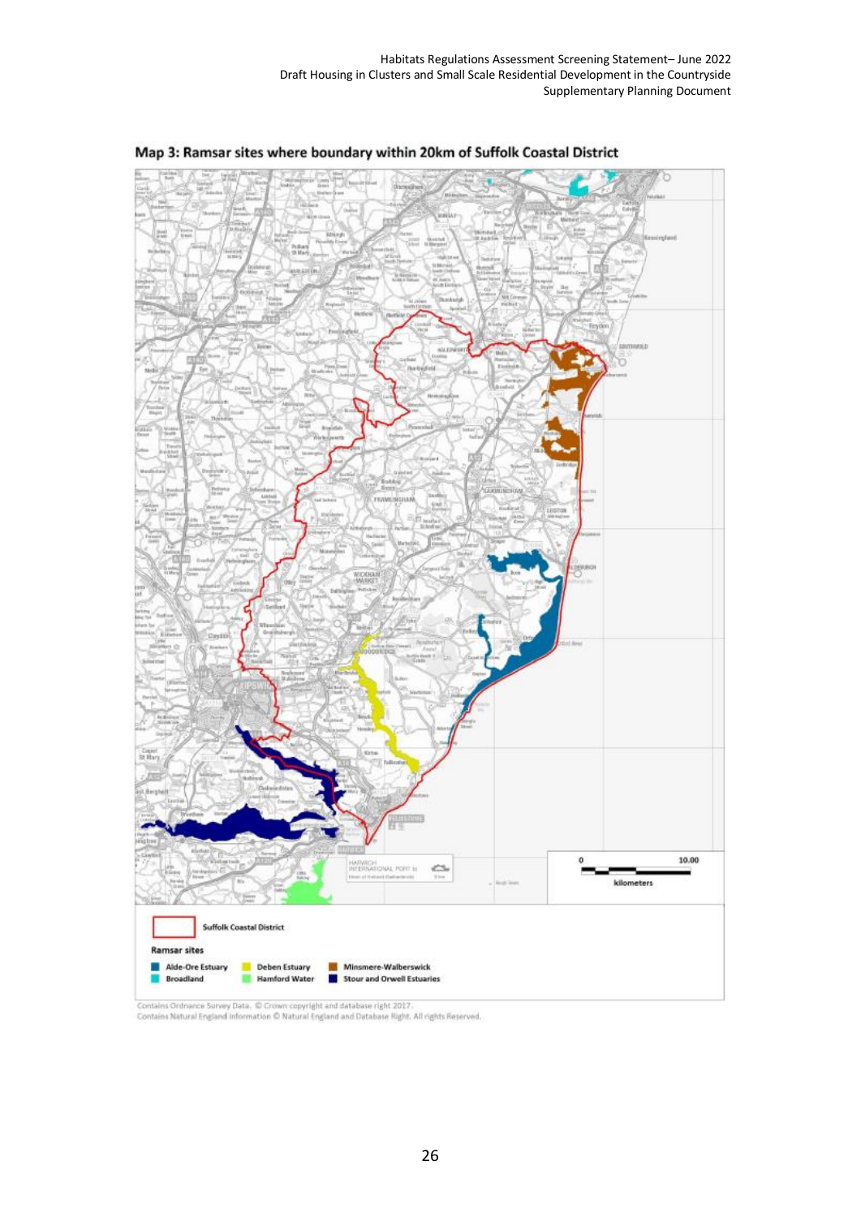## Map 3: Ramsar sites where boundary within 20km of Suffolk Coastal District

Suffolk Coastal District

Ramsar sites

- Alde-Ore Estuary
- Broadland
- Deben Estuary
- Hamford Water
- Minsmere-Walberswick
- Stour and Orwell Estuaries

0 — 10.00 kilometers

Contains Ordnance Survey Data. © Crown copyright and database right 2017.
Contains Natural England information © Natural England and Database Right. All rights Reserved.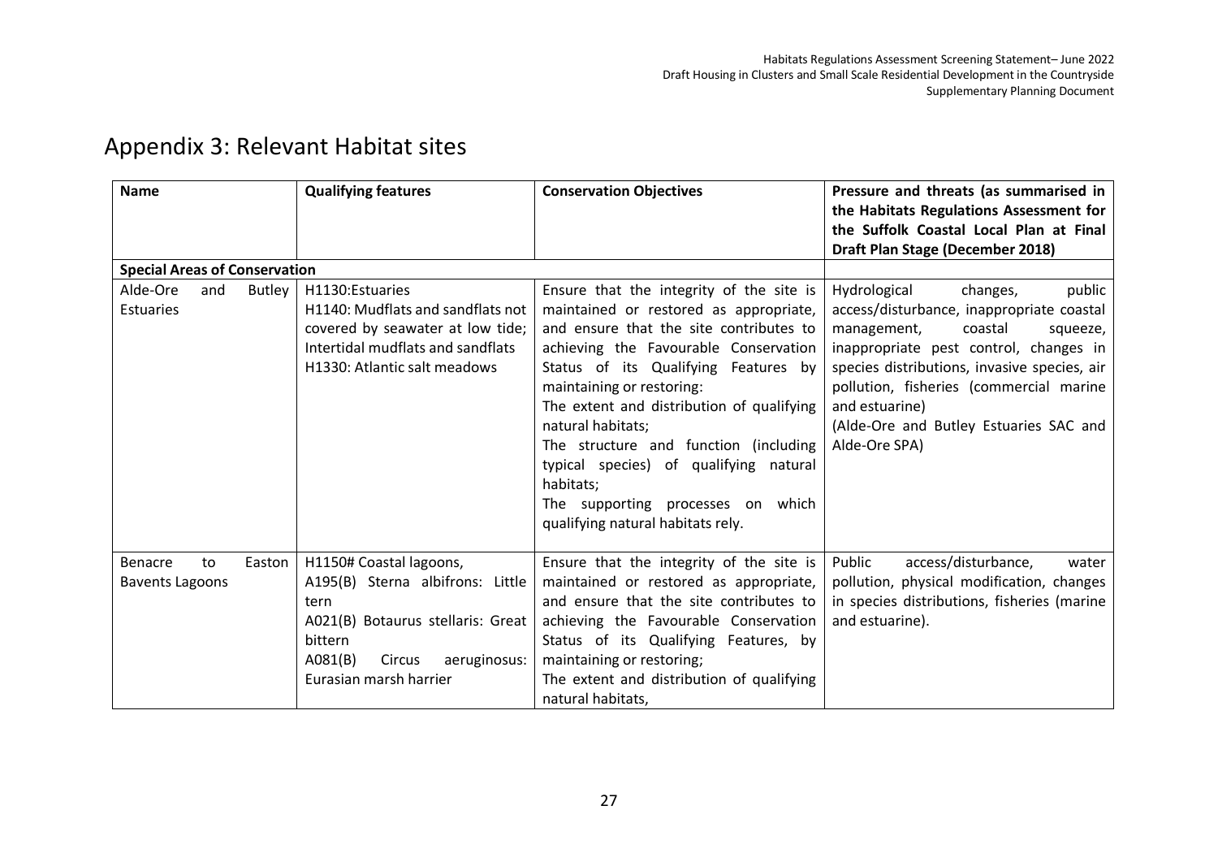# Appendix 3: Relevant Habitat sites

| Name | Qualifying features | Conservation Objectives | Pressure and threats (as summarised in the Habitats Regulations Assessment for the Suffolk Coastal Local Plan at Final Draft Plan Stage (December 2018) |
|---|---|---|---|
| **Special Areas of Conservation** | | | |
| Alde-Ore and Butley Estuaries | H1130:Estuaries<br>H1140: Mudflats and sandflats not covered by seawater at low tide; Intertidal mudflats and sandflats<br>H1330: Atlantic salt meadows | Ensure that the integrity of the site is maintained or restored as appropriate, and ensure that the site contributes to achieving the Favourable Conservation Status of its Qualifying Features by maintaining or restoring:<br>The extent and distribution of qualifying natural habitats;<br>The structure and function (including typical species) of qualifying natural habitats;<br>The supporting processes on which qualifying natural habitats rely. | Hydrological changes, public access/disturbance, inappropriate coastal management, coastal squeeze, inappropriate pest control, changes in species distributions, invasive species, air pollution, fisheries (commercial marine and estuarine)<br>(Alde-Ore and Butley Estuaries SAC and Alde-Ore SPA) |
| Benacre to Easton Bavents Lagoons | H1150# Coastal lagoons,<br>A195(B) Sterna albifrons: Little tern<br>A021(B) Botaurus stellaris: Great bittern<br>A081(B) Circus aeruginosus: Eurasian marsh harrier | Ensure that the integrity of the site is maintained or restored as appropriate, and ensure that the site contributes to achieving the Favourable Conservation Status of its Qualifying Features, by maintaining or restoring;<br>The extent and distribution of qualifying natural habitats, | Public access/disturbance, water pollution, physical modification, changes in species distributions, fisheries (marine and estuarine). |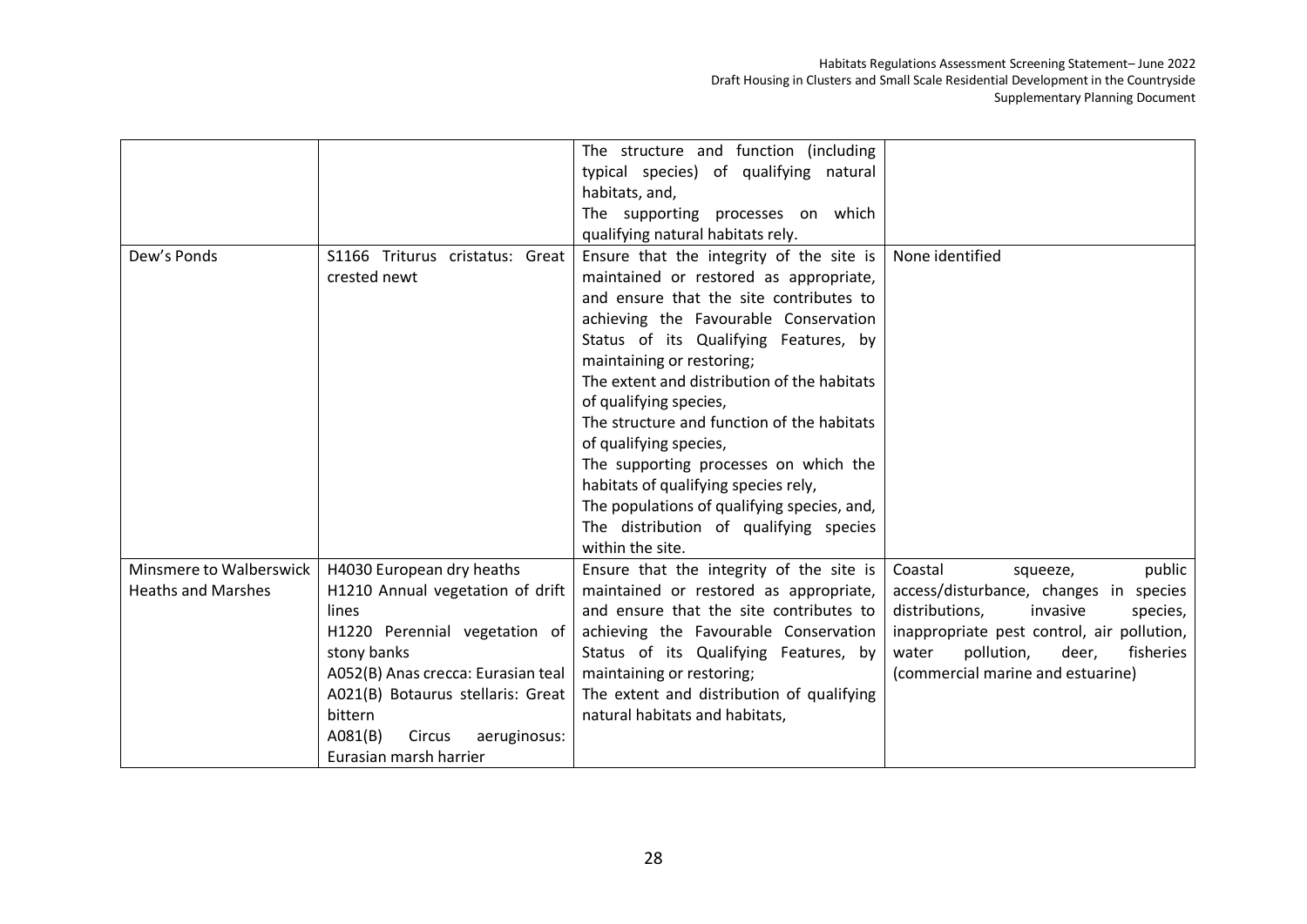| | | The structure and function (including typical species) of qualifying natural habitats, and,<br>The supporting processes on which qualifying natural habitats rely. | |
|---|---|---|---|
| Dew's Ponds | S1166 Triturus cristatus: Great crested newt | Ensure that the integrity of the site is maintained or restored as appropriate, and ensure that the site contributes to achieving the Favourable Conservation Status of its Qualifying Features, by maintaining or restoring;<br>The extent and distribution of the habitats of qualifying species,<br>The structure and function of the habitats of qualifying species,<br>The supporting processes on which the habitats of qualifying species rely,<br>The populations of qualifying species, and,<br>The distribution of qualifying species within the site. | None identified |
| Minsmere to Walberswick Heaths and Marshes | H4030 European dry heaths<br>H1210 Annual vegetation of drift lines<br>H1220 Perennial vegetation of stony banks<br>A052(B) Anas crecca: Eurasian teal<br>A021(B) Botaurus stellaris: Great bittern<br>A081(B) Circus aeruginosus: Eurasian marsh harrier | Ensure that the integrity of the site is maintained or restored as appropriate, and ensure that the site contributes to achieving the Favourable Conservation Status of its Qualifying Features, by maintaining or restoring;<br>The extent and distribution of qualifying natural habitats and habitats, | Coastal squeeze, public access/disturbance, changes in species distributions, invasive species, inappropriate pest control, air pollution, water pollution, deer, fisheries (commercial marine and estuarine) |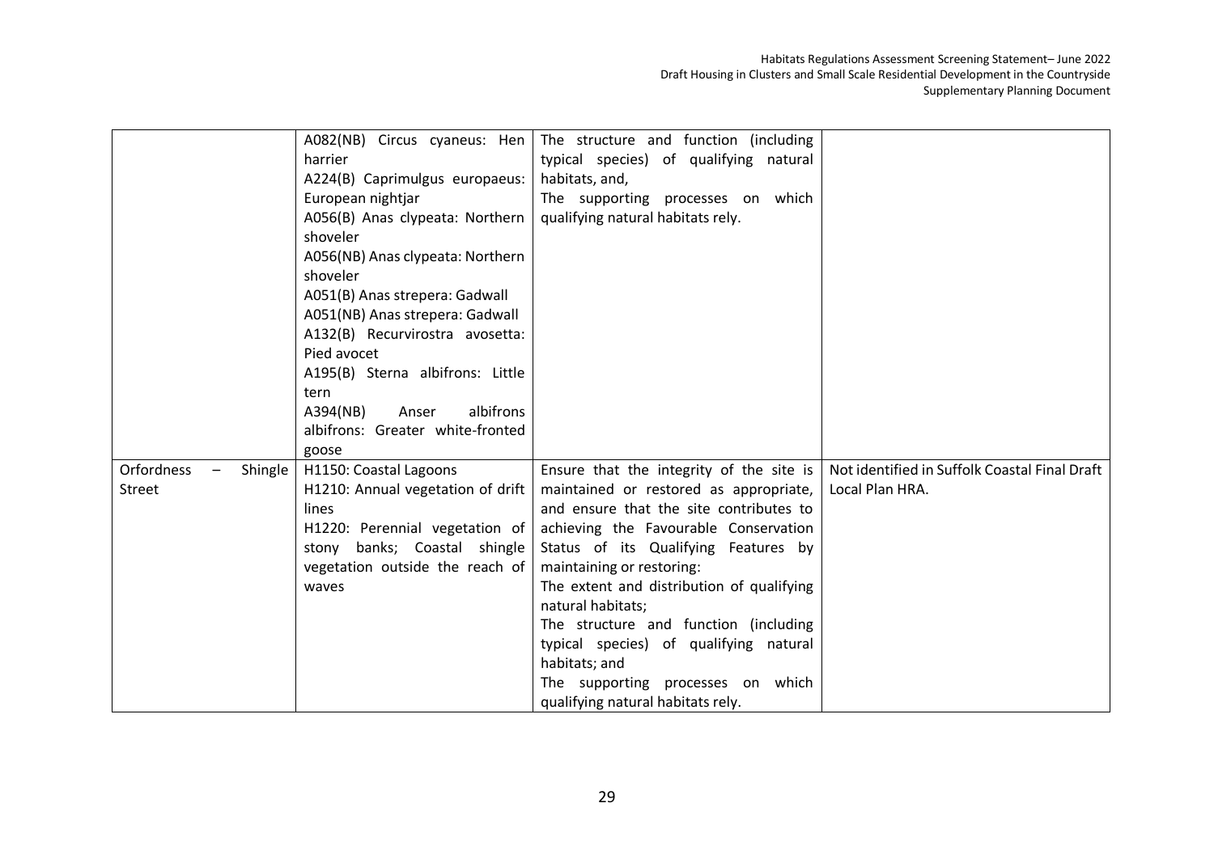| | | | |
|---|---|---|---|
| | A082(NB) Circus cyaneus: Hen harrier<br>A224(B) Caprimulgus europaeus: European nightjar<br>A056(B) Anas clypeata: Northern shoveler<br>A056(NB) Anas clypeata: Northern shoveler<br>A051(B) Anas strepera: Gadwall<br>A051(NB) Anas strepera: Gadwall<br>A132(B) Recurvirostra avosetta: Pied avocet<br>A195(B) Sterna albifrons: Little tern<br>A394(NB) Anser albifrons albifrons: Greater white-fronted goose | The structure and function (including typical species) of qualifying natural habitats, and,<br>The supporting processes on which qualifying natural habitats rely. | |
| Orfordness – Shingle Street | H1150: Coastal Lagoons<br>H1210: Annual vegetation of drift lines<br>H1220: Perennial vegetation of stony banks; Coastal shingle vegetation outside the reach of waves | Ensure that the integrity of the site is maintained or restored as appropriate, and ensure that the site contributes to achieving the Favourable Conservation Status of its Qualifying Features by maintaining or restoring:<br>The extent and distribution of qualifying natural habitats;<br>The structure and function (including typical species) of qualifying natural habitats; and<br>The supporting processes on which qualifying natural habitats rely. | Not identified in Suffolk Coastal Final Draft Local Plan HRA. |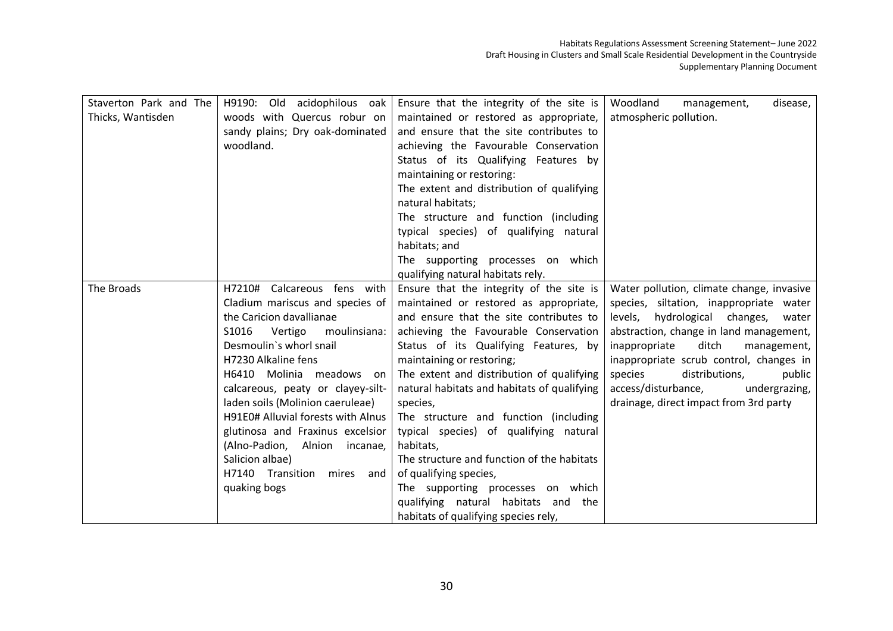| | | | |
|---|---|---|---|
| Staverton Park and The Thicks, Wantisden | H9190: Old acidophilous oak woods with Quercus robur on sandy plains; Dry oak-dominated woodland. | Ensure that the integrity of the site is maintained or restored as appropriate, and ensure that the site contributes to achieving the Favourable Conservation Status of its Qualifying Features by maintaining or restoring:<br>The extent and distribution of qualifying natural habitats;<br>The structure and function (including typical species) of qualifying natural habitats; and<br>The supporting processes on which qualifying natural habitats rely. | Woodland management, disease, atmospheric pollution. |
| The Broads | H7210# Calcareous fens with Cladium mariscus and species of the Caricion davallianae<br>S1016 Vertigo moulinsiana: Desmoulin`s whorl snail<br>H7230 Alkaline fens<br>H6410 Molinia meadows on calcareous, peaty or clayey-silt-laden soils (Molinion caeruleae)<br>H91E0# Alluvial forests with Alnus glutinosa and Fraxinus excelsior (Alno-Padion, Alnion incanae, Salicion albae)<br>H7140 Transition mires and quaking bogs | Ensure that the integrity of the site is maintained or restored as appropriate, and ensure that the site contributes to achieving the Favourable Conservation Status of its Qualifying Features, by maintaining or restoring;<br>The extent and distribution of qualifying natural habitats and habitats of qualifying species,<br>The structure and function (including typical species) of qualifying natural habitats,<br>The structure and function of the habitats of qualifying species,<br>The supporting processes on which qualifying natural habitats and the habitats of qualifying species rely, | Water pollution, climate change, invasive species, siltation, inappropriate water levels, hydrological changes, water abstraction, change in land management, inappropriate ditch management, inappropriate scrub control, changes in species distributions, public access/disturbance, undergrazing, drainage, direct impact from 3rd party |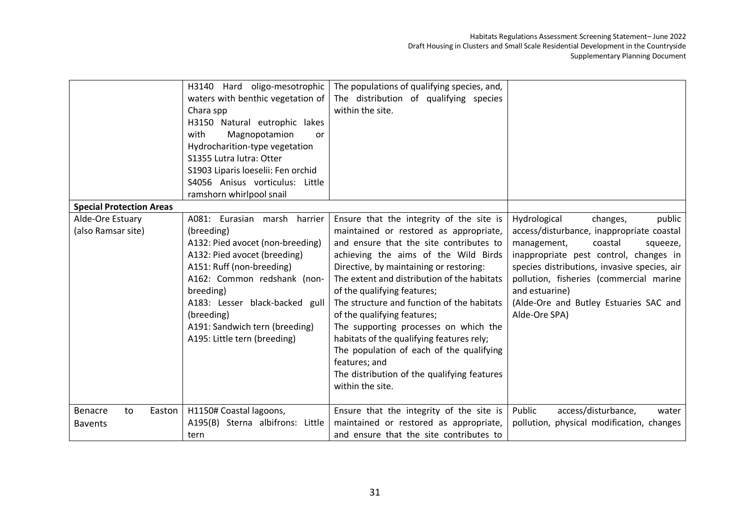| | | | |
|---|---|---|---|
| | H3140 Hard oligo-mesotrophic waters with benthic vegetation of Chara spp<br>H3150 Natural eutrophic lakes with Magnopotamion or Hydrocharition-type vegetation<br>S1355 Lutra lutra: Otter<br>S1903 Liparis loeselii: Fen orchid<br>S4056 Anisus vorticulus: Little ramshorn whirlpool snail | The populations of qualifying species, and,<br>The distribution of qualifying species within the site. | |
| **Special Protection Areas** | | | |
| Alde-Ore Estuary (also Ramsar site) | A081: Eurasian marsh harrier (breeding)<br>A132: Pied avocet (non-breeding)<br>A132: Pied avocet (breeding)<br>A151: Ruff (non-breeding)<br>A162: Common redshank (non-breeding)<br>A183: Lesser black-backed gull (breeding)<br>A191: Sandwich tern (breeding)<br>A195: Little tern (breeding) | Ensure that the integrity of the site is maintained or restored as appropriate, and ensure that the site contributes to achieving the aims of the Wild Birds Directive, by maintaining or restoring:<br>The extent and distribution of the habitats of the qualifying features;<br>The structure and function of the habitats of the qualifying features;<br>The supporting processes on which the habitats of the qualifying features rely;<br>The population of each of the qualifying features; and<br>The distribution of the qualifying features within the site. | Hydrological changes, public access/disturbance, inappropriate coastal management, coastal squeeze, inappropriate pest control, changes in species distributions, invasive species, air pollution, fisheries (commercial marine and estuarine)<br>(Alde-Ore and Butley Estuaries SAC and Alde-Ore SPA) |
| Benacre to Easton Bavents | H1150# Coastal lagoons,<br>A195(B) Sterna albifrons: Little tern | Ensure that the integrity of the site is maintained or restored as appropriate, and ensure that the site contributes to | Public access/disturbance, water pollution, physical modification, changes |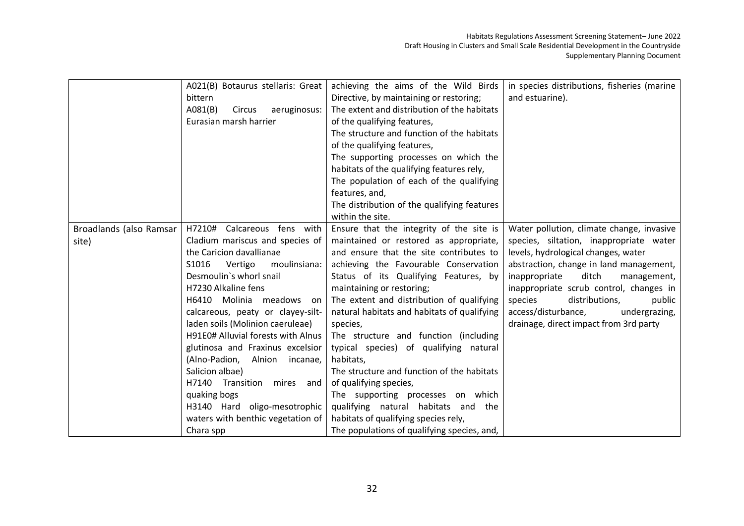|  | A021(B) Botaurus stellaris: Great bittern<br>A081(B) Circus aeruginosus: Eurasian marsh harrier | achieving the aims of the Wild Birds Directive, by maintaining or restoring;<br>The extent and distribution of the habitats of the qualifying features,<br>The structure and function of the habitats of the qualifying features,<br>The supporting processes on which the habitats of the qualifying features rely,<br>The population of each of the qualifying features, and,<br>The distribution of the qualifying features within the site. | in species distributions, fisheries (marine and estuarine). |
|---|---|---|---|
| Broadlands (also Ramsar site) | H7210# Calcareous fens with Cladium mariscus and species of the Caricion davallianae<br>S1016 Vertigo moulinsiana: Desmoulin`s whorl snail<br>H7230 Alkaline fens<br>H6410 Molinia meadows on calcareous, peaty or clayey-silt-laden soils (Molinion caeruleae)<br>H91E0# Alluvial forests with Alnus glutinosa and Fraxinus excelsior (Alno-Padion, Alnion incanae, Salicion albae)<br>H7140 Transition mires and quaking bogs<br>H3140 Hard oligo-mesotrophic waters with benthic vegetation of Chara spp | Ensure that the integrity of the site is maintained or restored as appropriate, and ensure that the site contributes to achieving the Favourable Conservation Status of its Qualifying Features, by maintaining or restoring;<br>The extent and distribution of qualifying natural habitats and habitats of qualifying species,<br>The structure and function (including typical species) of qualifying natural habitats,<br>The structure and function of the habitats of qualifying species,<br>The supporting processes on which qualifying natural habitats and the habitats of qualifying species rely,<br>The populations of qualifying species, and, | Water pollution, climate change, invasive species, siltation, inappropriate water levels, hydrological changes, water abstraction, change in land management, inappropriate ditch management, inappropriate scrub control, changes in species distributions, public access/disturbance, undergrazing, drainage, direct impact from 3rd party |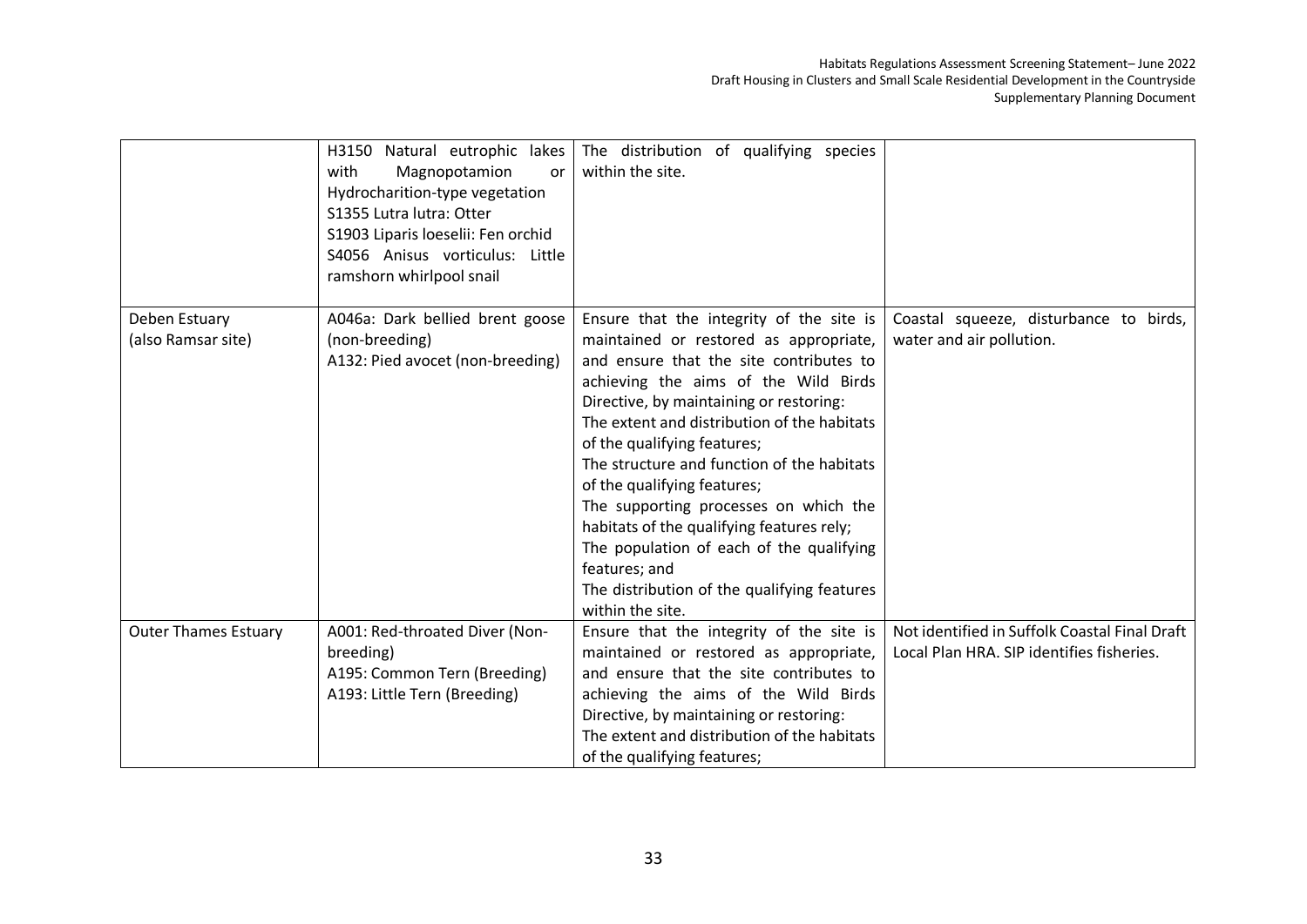| | | | |
|---|---|---|---|
| | H3150 Natural eutrophic lakes with Magnopotamion or Hydrocharition-type vegetation<br>S1355 Lutra lutra: Otter<br>S1903 Liparis loeselii: Fen orchid<br>S4056 Anisus vorticulus: Little ramshorn whirlpool snail | The distribution of qualifying species within the site. | |
| Deben Estuary (also Ramsar site) | A046a: Dark bellied brent goose (non-breeding)<br>A132: Pied avocet (non-breeding) | Ensure that the integrity of the site is maintained or restored as appropriate, and ensure that the site contributes to achieving the aims of the Wild Birds Directive, by maintaining or restoring:<br>The extent and distribution of the habitats of the qualifying features;<br>The structure and function of the habitats of the qualifying features;<br>The supporting processes on which the habitats of the qualifying features rely;<br>The population of each of the qualifying features; and<br>The distribution of the qualifying features within the site. | Coastal squeeze, disturbance to birds, water and air pollution. |
| Outer Thames Estuary | A001: Red-throated Diver (Non-breeding)<br>A195: Common Tern (Breeding)<br>A193: Little Tern (Breeding) | Ensure that the integrity of the site is maintained or restored as appropriate, and ensure that the site contributes to achieving the aims of the Wild Birds Directive, by maintaining or restoring:<br>The extent and distribution of the habitats of the qualifying features; | Not identified in Suffolk Coastal Final Draft Local Plan HRA. SIP identifies fisheries. |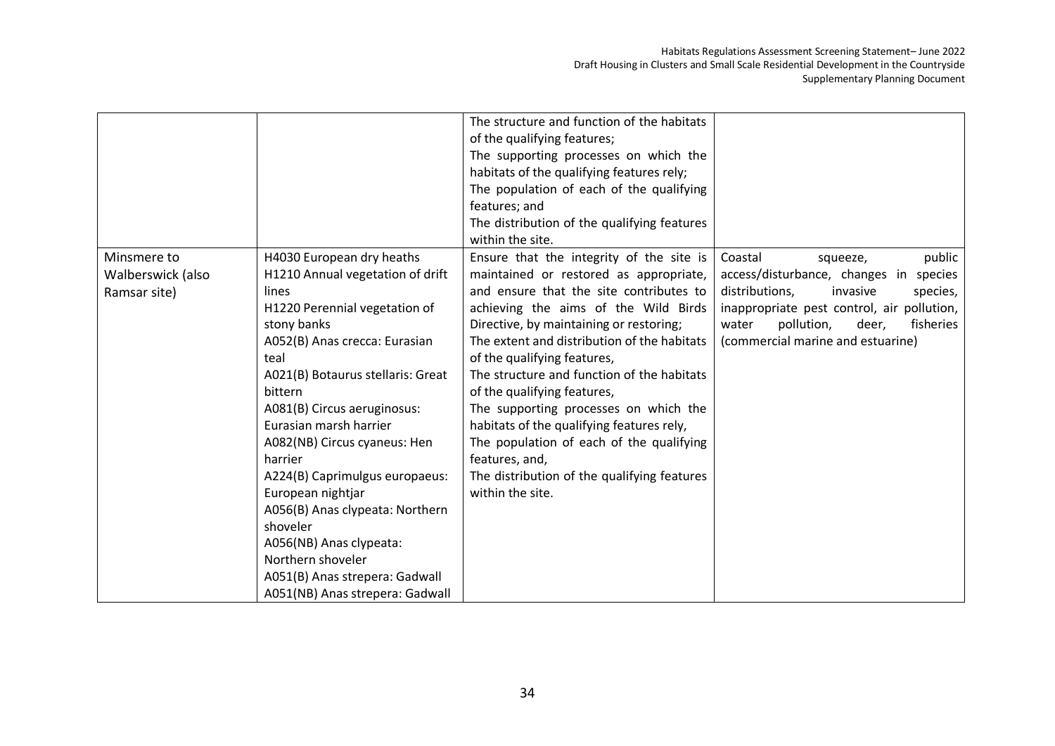| | | | |
|---|---|---|---|
| | | The structure and function of the habitats of the qualifying features;<br>The supporting processes on which the habitats of the qualifying features rely;<br>The population of each of the qualifying features; and<br>The distribution of the qualifying features within the site. | |
| Minsmere to Walberswick (also Ramsar site) | H4030 European dry heaths<br>H1210 Annual vegetation of drift lines<br>H1220 Perennial vegetation of stony banks<br>A052(B) Anas crecca: Eurasian teal<br>A021(B) Botaurus stellaris: Great bittern<br>A081(B) Circus aeruginosus: Eurasian marsh harrier<br>A082(NB) Circus cyaneus: Hen harrier<br>A224(B) Caprimulgus europaeus: European nightjar<br>A056(B) Anas clypeata: Northern shoveler<br>A056(NB) Anas clypeata: Northern shoveler<br>A051(B) Anas strepera: Gadwall<br>A051(NB) Anas strepera: Gadwall | Ensure that the integrity of the site is maintained or restored as appropriate, and ensure that the site contributes to achieving the aims of the Wild Birds Directive, by maintaining or restoring;<br>The extent and distribution of the habitats of the qualifying features,<br>The structure and function of the habitats of the qualifying features,<br>The supporting processes on which the habitats of the qualifying features rely,<br>The population of each of the qualifying features, and,<br>The distribution of the qualifying features within the site. | Coastal squeeze, public access/disturbance, changes in species distributions, invasive species, inappropriate pest control, air pollution, water pollution, deer, fisheries (commercial marine and estuarine) |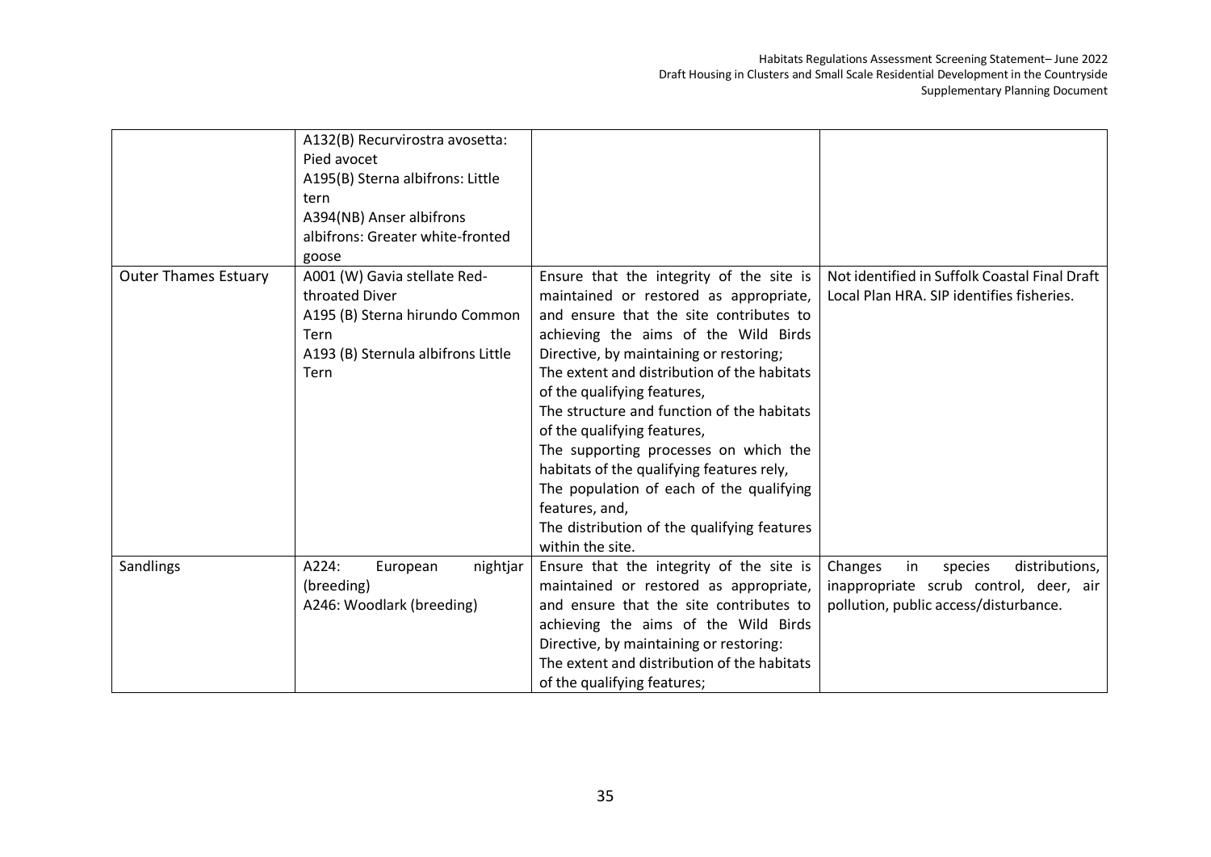| | | | |
|---|---|---|---|
| | A132(B) Recurvirostra avosetta: Pied avocet<br>A195(B) Sterna albifrons: Little tern<br>A394(NB) Anser albifrons albifrons: Greater white-fronted goose | | |
| Outer Thames Estuary | A001 (W) Gavia stellate Red-throated Diver<br>A195 (B) Sterna hirundo Common Tern<br>A193 (B) Sternula albifrons Little Tern | Ensure that the integrity of the site is maintained or restored as appropriate, and ensure that the site contributes to achieving the aims of the Wild Birds Directive, by maintaining or restoring;<br>The extent and distribution of the habitats of the qualifying features,<br>The structure and function of the habitats of the qualifying features,<br>The supporting processes on which the habitats of the qualifying features rely,<br>The population of each of the qualifying features, and,<br>The distribution of the qualifying features within the site. | Not identified in Suffolk Coastal Final Draft Local Plan HRA. SIP identifies fisheries. |
| Sandlings | A224: European nightjar (breeding)<br>A246: Woodlark (breeding) | Ensure that the integrity of the site is maintained or restored as appropriate, and ensure that the site contributes to achieving the aims of the Wild Birds Directive, by maintaining or restoring:<br>The extent and distribution of the habitats of the qualifying features; | Changes in species distributions, inappropriate scrub control, deer, air pollution, public access/disturbance. |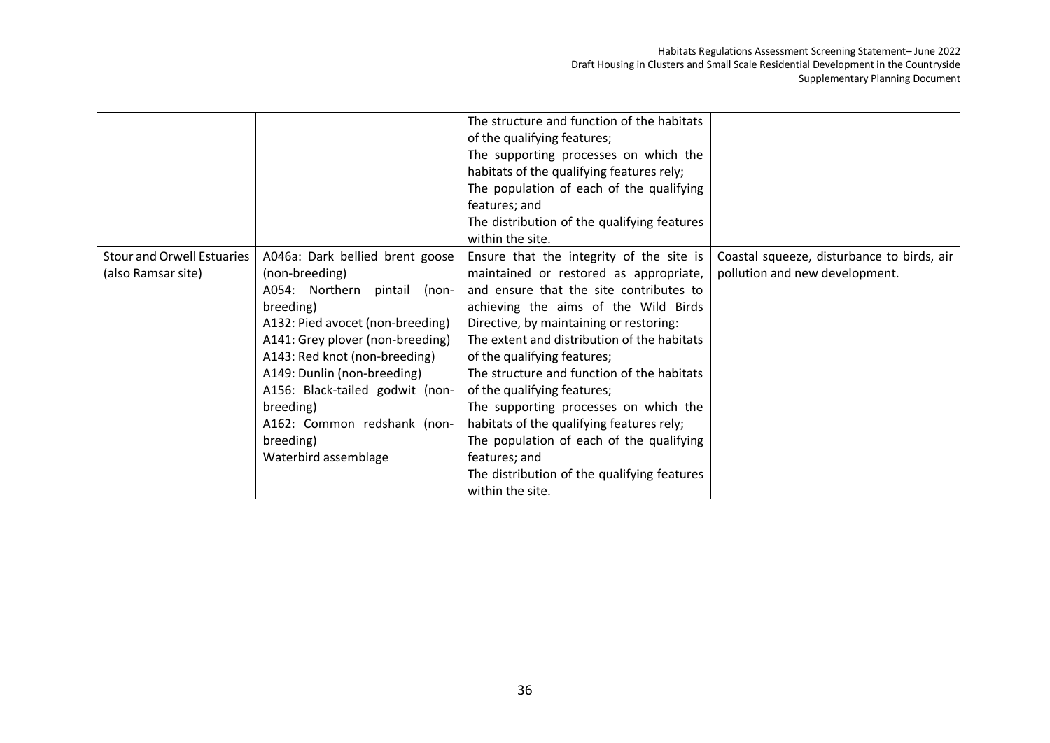| | | | |
|---|---|---|---|
| | | The structure and function of the habitats of the qualifying features;<br>The supporting processes on which the habitats of the qualifying features rely;<br>The population of each of the qualifying features; and<br>The distribution of the qualifying features within the site. | |
| Stour and Orwell Estuaries (also Ramsar site) | A046a: Dark bellied brent goose (non-breeding)<br>A054: Northern pintail (non-breeding)<br>A132: Pied avocet (non-breeding)<br>A141: Grey plover (non-breeding)<br>A143: Red knot (non-breeding)<br>A149: Dunlin (non-breeding)<br>A156: Black-tailed godwit (non-breeding)<br>A162: Common redshank (non-breeding)<br>Waterbird assemblage | Ensure that the integrity of the site is maintained or restored as appropriate, and ensure that the site contributes to achieving the aims of the Wild Birds Directive, by maintaining or restoring:<br>The extent and distribution of the habitats of the qualifying features;<br>The structure and function of the habitats of the qualifying features;<br>The supporting processes on which the habitats of the qualifying features rely;<br>The population of each of the qualifying features; and<br>The distribution of the qualifying features within the site. | Coastal squeeze, disturbance to birds, air pollution and new development. |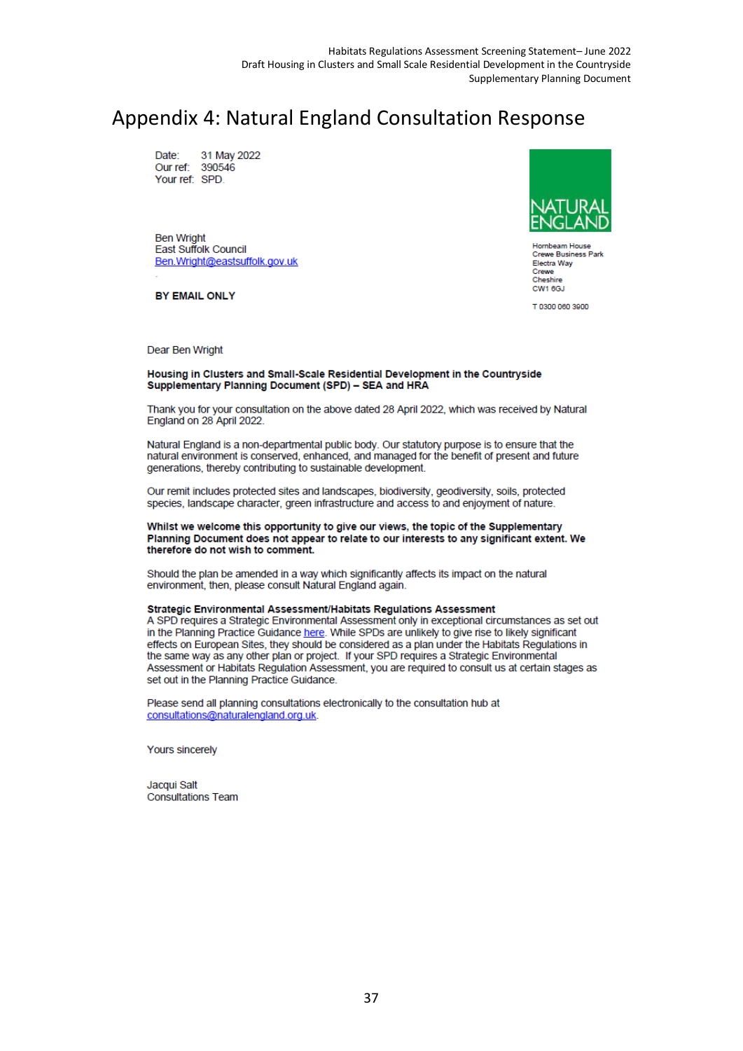# Appendix 4: Natural England Consultation Response

Date: 31 May 2022
Our ref: 390546
Your ref: SPD

Ben Wright
East Suffolk Council
Ben.Wright@eastsuffolk.gov.uk

**BY EMAIL ONLY**

NATURAL ENGLAND

Hornbeam House
Crewe Business Park
Electra Way
Crewe
Cheshire
CW1 6GJ

T 0300 060 3900

Dear Ben Wright

**Housing in Clusters and Small-Scale Residential Development in the Countryside Supplementary Planning Document (SPD) – SEA and HRA**

Thank you for your consultation on the above dated 28 April 2022, which was received by Natural England on 28 April 2022.

Natural England is a non-departmental public body. Our statutory purpose is to ensure that the natural environment is conserved, enhanced, and managed for the benefit of present and future generations, thereby contributing to sustainable development.

Our remit includes protected sites and landscapes, biodiversity, geodiversity, soils, protected species, landscape character, green infrastructure and access to and enjoyment of nature.

**Whilst we welcome this opportunity to give our views, the topic of the Supplementary Planning Document does not appear to relate to our interests to any significant extent. We therefore do not wish to comment.**

Should the plan be amended in a way which significantly affects its impact on the natural environment, then, please consult Natural England again.

**Strategic Environmental Assessment/Habitats Regulations Assessment**
A SPD requires a Strategic Environmental Assessment only in exceptional circumstances as set out in the Planning Practice Guidance here. While SPDs are unlikely to give rise to likely significant effects on European Sites, they should be considered as a plan under the Habitats Regulations in the same way as any other plan or project. If your SPD requires a Strategic Environmental Assessment or Habitats Regulation Assessment, you are required to consult us at certain stages as set out in the Planning Practice Guidance.

Please send all planning consultations electronically to the consultation hub at consultations@naturalengland.org.uk.

Yours sincerely

Jacqui Salt
Consultations Team